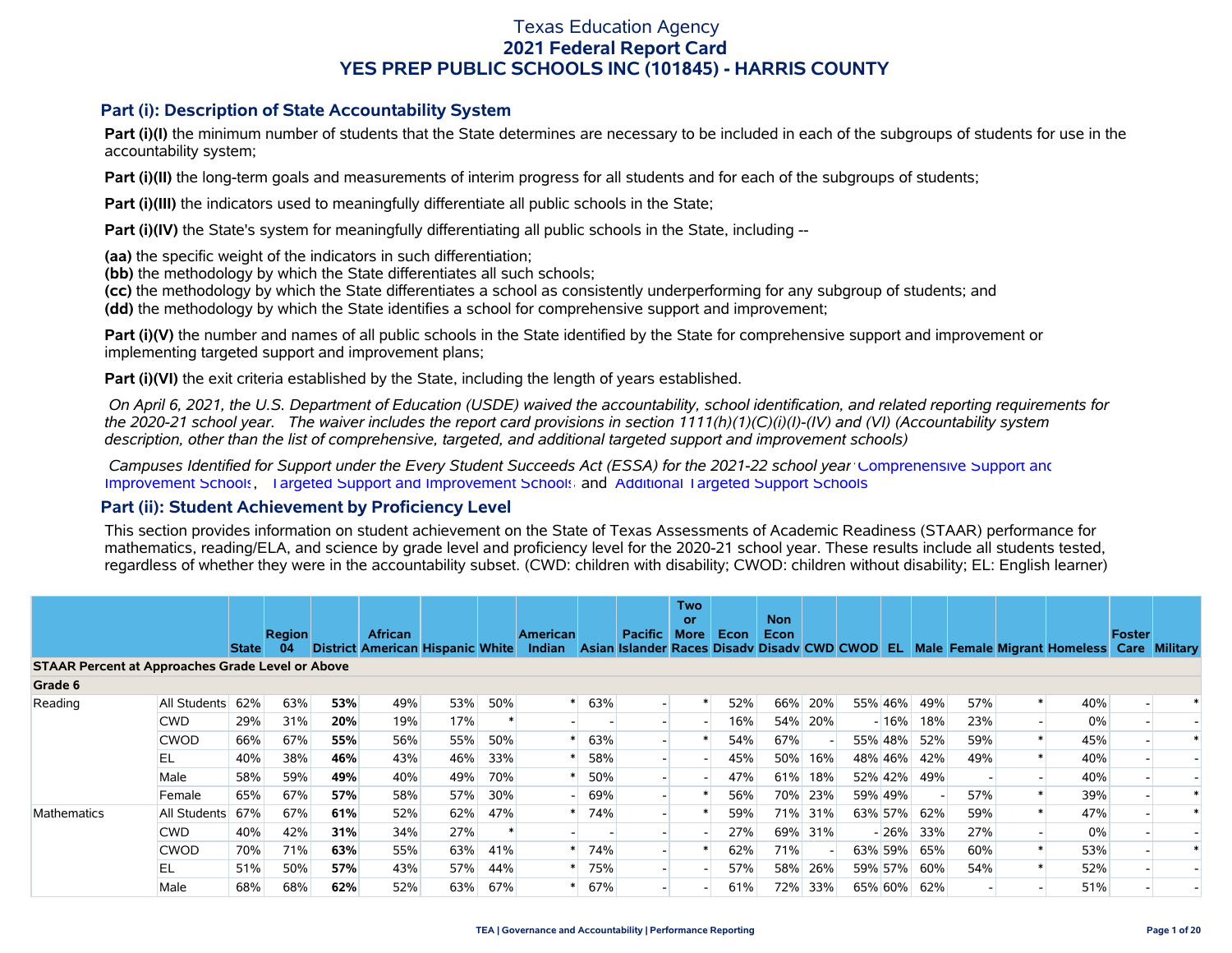# Texas Education Agency
# 2021 Federal Report Card
# YES PREP PUBLIC SCHOOLS INC (101845) - HARRIS COUNTY

## Part (i): Description of State Accountability System

**Part (i)(I)** the minimum number of students that the State determines are necessary to be included in each of the subgroups of students for use in the accountability system;

**Part (i)(II)** the long-term goals and measurements of interim progress for all students and for each of the subgroups of students;

**Part (i)(III)** the indicators used to meaningfully differentiate all public schools in the State;

**Part (i)(IV)** the State's system for meaningfully differentiating all public schools in the State, including --

**(aa)** the specific weight of the indicators in such differentiation;
**(bb)** the methodology by which the State differentiates all such schools;
**(cc)** the methodology by which the State differentiates a school as consistently underperforming for any subgroup of students; and
**(dd)** the methodology by which the State identifies a school for comprehensive support and improvement;

**Part (i)(V)** the number and names of all public schools in the State identified by the State for comprehensive support and improvement or implementing targeted support and improvement plans;

**Part (i)(VI)** the exit criteria established by the State, including the length of years established.

*On April 6, 2021, the U.S. Department of Education (USDE) waived the accountability, school identification, and related reporting requirements for the 2020-21 school year. The waiver includes the report card provisions in section 1111(h)(1)(C)(i)(I)-(IV) and (VI) (Accountability system description, other than the list of comprehensive, targeted, and additional targeted support and improvement schools)*

*Campuses Identified for Support under the Every Student Succeeds Act (ESSA) for the 2021-22 school year:* Comprehensive Support and Improvement Schools, Targeted Support and Improvement Schools, and Additional Targeted Support Schools

## Part (ii): Student Achievement by Proficiency Level

This section provides information on student achievement on the State of Texas Assessments of Academic Readiness (STAAR) performance for mathematics, reading/ELA, and science by grade level and proficiency level for the 2020-21 school year. These results include all students tested, regardless of whether they were in the accountability subset. (CWD: children with disability; CWOD: children without disability; EL: English learner)

| | | State | Region 04 | District | African American | Hispanic | White | American Indian | Asian | Pacific Islander | Two or More Races | Econ Disadv | Non Econ Disadv | CWD | CWOD | EL | Male | Female | Migrant | Homeless | Foster Care | Military |
|---|---|---|---|---|---|---|---|---|---|---|---|---|---|---|---|---|---|---|---|---|---|---|
| **STAAR Percent at Approaches Grade Level or Above** | | | | | | | | | | | | | | | | | | | | | | |
| **Grade 6** | | | | | | | | | | | | | | | | | | | | | | |
| Reading | All Students | 62% | 63% | **53%** | 49% | 53% | 50% | * | 63% | - | * | 52% | 66% | 20% | 55% | 46% | 49% | 57% | * | 40% | - | * |
| | CWD | 29% | 31% | **20%** | 19% | 17% | * | - | - | - | - | 16% | 54% | 20% | - | 16% | 18% | 23% | - | 0% | - | - |
| | CWOD | 66% | 67% | **55%** | 56% | 55% | 50% | * | 63% | - | * | 54% | 67% | - | 55% | 48% | 52% | 59% | * | 45% | - | * |
| | EL | 40% | 38% | **46%** | 43% | 46% | 33% | * | 58% | - | - | 45% | 50% | 16% | 48% | 46% | 42% | 49% | * | 40% | - | - |
| | Male | 58% | 59% | **49%** | 40% | 49% | 70% | * | 50% | - | - | 47% | 61% | 18% | 52% | 42% | 49% | - | - | 40% | - | - |
| | Female | 65% | 67% | **57%** | 58% | 57% | 30% | - | 69% | - | * | 56% | 70% | 23% | 59% | 49% | - | 57% | * | 39% | - | * |
| Mathematics | All Students | 67% | 67% | **61%** | 52% | 62% | 47% | * | 74% | - | * | 59% | 71% | 31% | 63% | 57% | 62% | 59% | * | 47% | - | * |
| | CWD | 40% | 42% | **31%** | 34% | 27% | * | - | - | - | - | 27% | 69% | 31% | - | 26% | 33% | 27% | - | 0% | - | - |
| | CWOD | 70% | 71% | **63%** | 55% | 63% | 41% | * | 74% | - | * | 62% | 71% | - | 63% | 59% | 65% | 60% | * | 53% | - | * |
| | EL | 51% | 50% | **57%** | 43% | 57% | 44% | * | 75% | - | - | 57% | 58% | 26% | 59% | 57% | 60% | 54% | * | 52% | - | - |
| | Male | 68% | 68% | **62%** | 52% | 63% | 67% | * | 67% | - | - | 61% | 72% | 33% | 65% | 60% | 62% | - | - | 51% | - | - |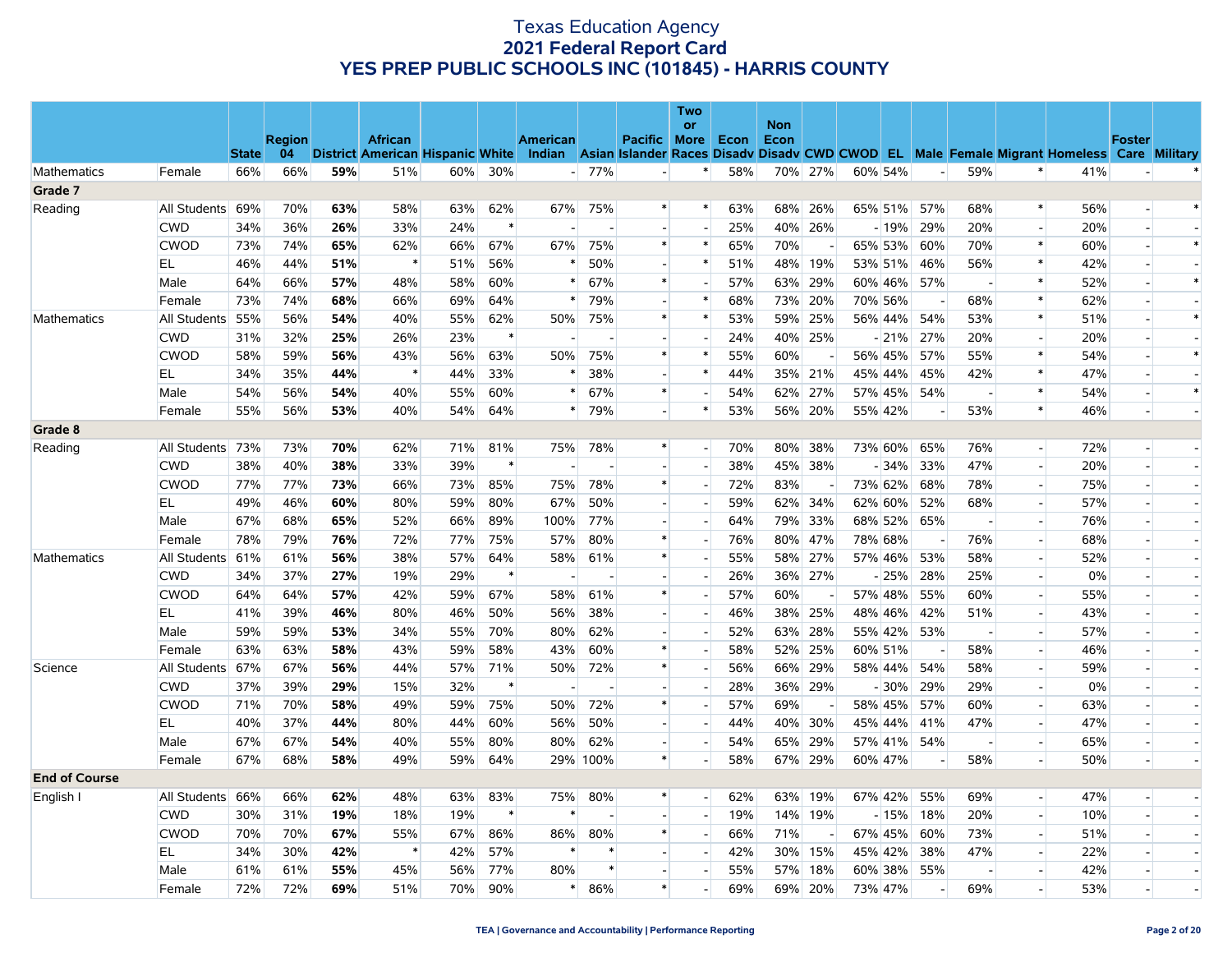# Texas Education Agency
## 2021 Federal Report Card
## YES PREP PUBLIC SCHOOLS INC (101845) - HARRIS COUNTY

| | | State | Region 04 | District | African American | Hispanic | White | American Indian | Asian | Pacific Islander | Two or More Races | Econ Disadv | Non Econ Disadv | CWD | CWOD | EL | Male | Female | Migrant | Homeless | Foster Care | Military |
|---|---|---|---|---|---|---|---|---|---|---|---|---|---|---|---|---|---|---|---|---|---|---|
| Mathematics | Female | 66% | 66% | **59%** | 51% | 60% | 30% | - | 77% | - | * | 58% | 70% | 27% | 60% | 54% | - | 59% | * | 41% | - | * |
| **Grade 7** | | | | | | | | | | | | | | | | | | | | | | |
| Reading | All Students | 69% | 70% | **63%** | 58% | 63% | 62% | 67% | 75% | * | * | 63% | 68% | 26% | 65% | 51% | 57% | 68% | * | 56% | - | * |
| | CWD | 34% | 36% | **26%** | 33% | 24% | * | - | - | - | - | 25% | 40% | 26% | - | 19% | 29% | 20% | - | 20% | - | - |
| | CWOD | 73% | 74% | **65%** | 62% | 66% | 67% | 67% | 75% | * | * | 65% | 70% | - | 65% | 53% | 60% | 70% | * | 60% | - | * |
| | EL | 46% | 44% | **51%** | * | 51% | 56% | * | 50% | - | * | 51% | 48% | 19% | 53% | 51% | 46% | 56% | * | 42% | - | - |
| | Male | 64% | 66% | **57%** | 48% | 58% | 60% | * | 67% | * | - | 57% | 63% | 29% | 60% | 46% | 57% | - | * | 52% | - | * |
| | Female | 73% | 74% | **68%** | 66% | 69% | 64% | * | 79% | - | * | 68% | 73% | 20% | 70% | 56% | - | 68% | * | 62% | - | - |
| Mathematics | All Students | 55% | 56% | **54%** | 40% | 55% | 62% | 50% | 75% | * | * | 53% | 59% | 25% | 56% | 44% | 54% | 53% | * | 51% | - | * |
| | CWD | 31% | 32% | **25%** | 26% | 23% | * | - | - | - | - | 24% | 40% | 25% | - | 21% | 27% | 20% | - | 20% | - | - |
| | CWOD | 58% | 59% | **56%** | 43% | 56% | 63% | 50% | 75% | * | * | 55% | 60% | - | 56% | 45% | 57% | 55% | * | 54% | - | * |
| | EL | 34% | 35% | **44%** | * | 44% | 33% | * | 38% | - | * | 44% | 35% | 21% | 45% | 44% | 45% | 42% | * | 47% | - | - |
| | Male | 54% | 56% | **54%** | 40% | 55% | 60% | * | 67% | * | - | 54% | 62% | 27% | 57% | 45% | 54% | - | * | 54% | - | * |
| | Female | 55% | 56% | **53%** | 40% | 54% | 64% | * | 79% | - | * | 53% | 56% | 20% | 55% | 42% | - | 53% | * | 46% | - | - |
| **Grade 8** | | | | | | | | | | | | | | | | | | | | | | |
| Reading | All Students | 73% | 73% | **70%** | 62% | 71% | 81% | 75% | 78% | * | - | 70% | 80% | 38% | 73% | 60% | 65% | 76% | - | 72% | - | - |
| | CWD | 38% | 40% | **38%** | 33% | 39% | * | - | - | - | - | 38% | 45% | 38% | - | 34% | 33% | 47% | - | 20% | - | - |
| | CWOD | 77% | 77% | **73%** | 66% | 73% | 85% | 75% | 78% | * | - | 72% | 83% | - | 73% | 62% | 68% | 78% | - | 75% | - | - |
| | EL | 49% | 46% | **60%** | 80% | 59% | 80% | 67% | 50% | - | - | 59% | 62% | 34% | 62% | 60% | 52% | 68% | - | 57% | - | - |
| | Male | 67% | 68% | **65%** | 52% | 66% | 89% | 100% | 77% | - | - | 64% | 79% | 33% | 68% | 52% | 65% | - | - | 76% | - | - |
| | Female | 78% | 79% | **76%** | 72% | 77% | 75% | 57% | 80% | * | - | 76% | 80% | 47% | 78% | 68% | - | 76% | - | 68% | - | - |
| Mathematics | All Students | 61% | 61% | **56%** | 38% | 57% | 64% | 58% | 61% | * | - | 55% | 58% | 27% | 57% | 46% | 53% | 58% | - | 52% | - | - |
| | CWD | 34% | 37% | **27%** | 19% | 29% | * | - | - | - | - | 26% | 36% | 27% | - | 25% | 28% | 25% | - | 0% | - | - |
| | CWOD | 64% | 64% | **57%** | 42% | 59% | 67% | 58% | 61% | * | - | 57% | 60% | - | 57% | 48% | 55% | 60% | - | 55% | - | - |
| | EL | 41% | 39% | **46%** | 80% | 46% | 50% | 56% | 38% | - | - | 46% | 38% | 25% | 48% | 46% | 42% | 51% | - | 43% | - | - |
| | Male | 59% | 59% | **53%** | 34% | 55% | 70% | 80% | 62% | - | - | 52% | 63% | 28% | 55% | 42% | 53% | - | - | 57% | - | - |
| | Female | 63% | 63% | **58%** | 43% | 59% | 58% | 43% | 60% | * | - | 58% | 52% | 25% | 60% | 51% | - | 58% | - | 46% | - | - |
| Science | All Students | 67% | 67% | **56%** | 44% | 57% | 71% | 50% | 72% | * | - | 56% | 66% | 29% | 58% | 44% | 54% | 58% | - | 59% | - | - |
| | CWD | 37% | 39% | **29%** | 15% | 32% | * | - | - | - | - | 28% | 36% | 29% | - | 30% | 29% | 29% | - | 0% | - | - |
| | CWOD | 71% | 70% | **58%** | 49% | 59% | 75% | 50% | 72% | * | - | 57% | 69% | - | 58% | 45% | 57% | 60% | - | 63% | - | - |
| | EL | 40% | 37% | **44%** | 80% | 44% | 60% | 56% | 50% | - | - | 44% | 40% | 30% | 45% | 44% | 41% | 47% | - | 47% | - | - |
| | Male | 67% | 67% | **54%** | 40% | 55% | 80% | 80% | 62% | - | - | 54% | 65% | 29% | 57% | 41% | 54% | - | - | 65% | - | - |
| | Female | 67% | 68% | **58%** | 49% | 59% | 64% | 29% | 100% | * | - | 58% | 67% | 29% | 60% | 47% | - | 58% | - | 50% | - | - |
| **End of Course** | | | | | | | | | | | | | | | | | | | | | | |
| English I | All Students | 66% | 66% | **62%** | 48% | 63% | 83% | 75% | 80% | * | - | 62% | 63% | 19% | 67% | 42% | 55% | 69% | - | 47% | - | - |
| | CWD | 30% | 31% | **19%** | 18% | 19% | * | * | - | - | - | 19% | 14% | 19% | - | 15% | 18% | 20% | - | 10% | - | - |
| | CWOD | 70% | 70% | **67%** | 55% | 67% | 86% | 86% | 80% | * | - | 66% | 71% | - | 67% | 45% | 60% | 73% | - | 51% | - | - |
| | EL | 34% | 30% | **42%** | * | 42% | 57% | * | * | - | - | 42% | 30% | 15% | 45% | 42% | 38% | 47% | - | 22% | - | - |
| | Male | 61% | 61% | **55%** | 45% | 56% | 77% | 80% | * | - | - | 55% | 57% | 18% | 60% | 38% | 55% | - | - | 42% | - | - |
| | Female | 72% | 72% | **69%** | 51% | 70% | 90% | * | 86% | * | - | 69% | 69% | 20% | 73% | 47% | - | 69% | - | 53% | - | - |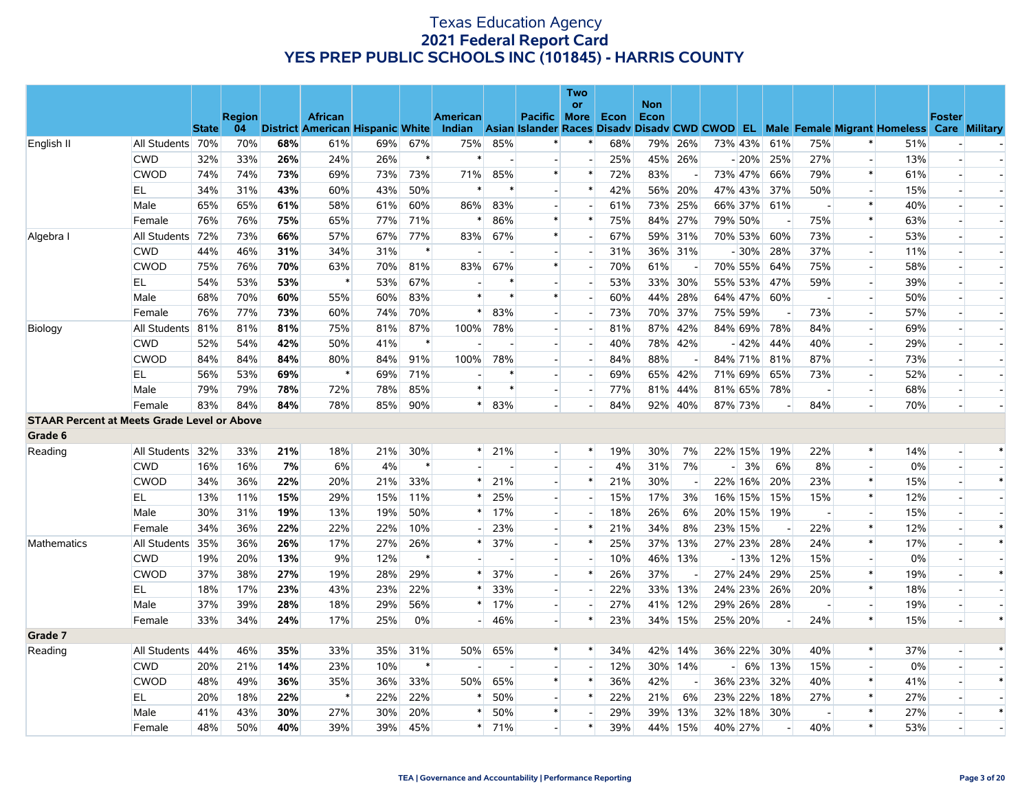# Texas Education Agency
## 2021 Federal Report Card
## YES PREP PUBLIC SCHOOLS INC (101845) - HARRIS COUNTY

| | | State | Region 04 | District | African American | Hispanic | White | American Indian | Asian | Pacific Islander | Two or More Races | Econ Disadv | Non Econ Disadv | CWD | CWOD | EL | Male | Female | Migrant | Homeless | Foster Care | Military |
|---|---|---|---|---|---|---|---|---|---|---|---|---|---|---|---|---|---|---|---|---|---|---|
| English II | All Students | 70% | 70% | **68%** | 61% | 69% | 67% | 75% | 85% | * | * | 68% | 79% | 26% | 73% | 43% | 61% | 75% | * | 51% | - | - |
| | CWD | 32% | 33% | **26%** | 24% | 26% | * | * | - | - | - | 25% | 45% | 26% | - | 20% | 25% | 27% | - | 13% | - | - |
| | CWOD | 74% | 74% | **73%** | 69% | 73% | 73% | 71% | 85% | * | * | 72% | 83% | - | 73% | 47% | 66% | 79% | * | 61% | - | - |
| | EL | 34% | 31% | **43%** | 60% | 43% | 50% | * | * | - | * | 42% | 56% | 20% | 47% | 43% | 37% | 50% | - | 15% | - | - |
| | Male | 65% | 65% | **61%** | 58% | 61% | 60% | 86% | 83% | - | - | 61% | 73% | 25% | 66% | 37% | 61% | - | * | 40% | - | - |
| | Female | 76% | 76% | **75%** | 65% | 77% | 71% | * | 86% | * | * | 75% | 84% | 27% | 79% | 50% | - | 75% | * | 63% | - | - |
| Algebra I | All Students | 72% | 73% | **66%** | 57% | 67% | 77% | 83% | 67% | * | - | 67% | 59% | 31% | 70% | 53% | 60% | 73% | - | 53% | - | - |
| | CWD | 44% | 46% | **31%** | 34% | 31% | * | - | - | - | - | 31% | 36% | 31% | - | 30% | 28% | 37% | - | 11% | - | - |
| | CWOD | 75% | 76% | **70%** | 63% | 70% | 81% | 83% | 67% | * | - | 70% | 61% | - | 70% | 55% | 64% | 75% | - | 58% | - | - |
| | EL | 54% | 53% | **53%** | * | 53% | 67% | - | * | - | - | 53% | 33% | 30% | 55% | 53% | 47% | 59% | - | 39% | - | - |
| | Male | 68% | 70% | **60%** | 55% | 60% | 83% | * | * | * | - | 60% | 44% | 28% | 64% | 47% | 60% | - | - | 50% | - | - |
| | Female | 76% | 77% | **73%** | 60% | 74% | 70% | * | 83% | - | - | 73% | 70% | 37% | 75% | 59% | - | 73% | - | 57% | - | - |
| Biology | All Students | 81% | 81% | **81%** | 75% | 81% | 87% | 100% | 78% | - | - | 81% | 87% | 42% | 84% | 69% | 78% | 84% | - | 69% | - | - |
| | CWD | 52% | 54% | **42%** | 50% | 41% | * | - | - | - | - | 40% | 78% | 42% | - | 42% | 44% | 40% | - | 29% | - | - |
| | CWOD | 84% | 84% | **84%** | 80% | 84% | 91% | 100% | 78% | - | - | 84% | 88% | - | 84% | 71% | 81% | 87% | - | 73% | - | - |
| | EL | 56% | 53% | **69%** | * | 69% | 71% | - | * | - | - | 69% | 65% | 42% | 71% | 69% | 65% | 73% | - | 52% | - | - |
| | Male | 79% | 79% | **78%** | 72% | 78% | 85% | * | * | - | - | 77% | 81% | 44% | 81% | 65% | 78% | - | - | 68% | - | - |
| | Female | 83% | 84% | **84%** | 78% | 85% | 90% | * | 83% | - | - | 84% | 92% | 40% | 87% | 73% | - | 84% | - | 70% | - | - |
| **STAAR Percent at Meets Grade Level or Above** | | | | | | | | | | | | | | | | | | | | | | |
| **Grade 6** | | | | | | | | | | | | | | | | | | | | | | |
| Reading | All Students | 32% | 33% | **21%** | 18% | 21% | 30% | * | 21% | - | * | 19% | 30% | 7% | 22% | 15% | 19% | 22% | * | 14% | - | * |
| | CWD | 16% | 16% | **7%** | 6% | 4% | * | - | - | - | - | 4% | 31% | 7% | - | 3% | 6% | 8% | - | 0% | - | - |
| | CWOD | 34% | 36% | **22%** | 20% | 21% | 33% | * | 21% | - | * | 21% | 30% | - | 22% | 16% | 20% | 23% | * | 15% | - | * |
| | EL | 13% | 11% | **15%** | 29% | 15% | 11% | * | 25% | - | - | 15% | 17% | 3% | 16% | 15% | 15% | 15% | * | 12% | - | - |
| | Male | 30% | 31% | **19%** | 13% | 19% | 50% | * | 17% | - | - | 18% | 26% | 6% | 20% | 15% | 19% | - | - | 15% | - | - |
| | Female | 34% | 36% | **22%** | 22% | 22% | 10% | - | 23% | - | * | 21% | 34% | 8% | 23% | 15% | - | 22% | * | 12% | - | * |
| Mathematics | All Students | 35% | 36% | **26%** | 17% | 27% | 26% | * | 37% | - | * | 25% | 37% | 13% | 27% | 23% | 28% | 24% | * | 17% | - | * |
| | CWD | 19% | 20% | **13%** | 9% | 12% | * | - | - | - | - | 10% | 46% | 13% | - | 13% | 12% | 15% | - | 0% | - | - |
| | CWOD | 37% | 38% | **27%** | 19% | 28% | 29% | * | 37% | - | * | 26% | 37% | - | 27% | 24% | 29% | 25% | * | 19% | - | * |
| | EL | 18% | 17% | **23%** | 43% | 23% | 22% | * | 33% | - | - | 22% | 33% | 13% | 24% | 23% | 26% | 20% | * | 18% | - | - |
| | Male | 37% | 39% | **28%** | 18% | 29% | 56% | * | 17% | - | - | 27% | 41% | 12% | 29% | 26% | 28% | - | - | 19% | - | - |
| | Female | 33% | 34% | **24%** | 17% | 25% | 0% | - | 46% | - | * | 23% | 34% | 15% | 25% | 20% | - | 24% | * | 15% | - | * |
| **Grade 7** | | | | | | | | | | | | | | | | | | | | | | |
| Reading | All Students | 44% | 46% | **35%** | 33% | 35% | 31% | 50% | 65% | * | * | 34% | 42% | 14% | 36% | 22% | 30% | 40% | * | 37% | - | * |
| | CWD | 20% | 21% | **14%** | 23% | 10% | * | - | - | - | - | 12% | 30% | 14% | - | 6% | 13% | 15% | - | 0% | - | - |
| | CWOD | 48% | 49% | **36%** | 35% | 36% | 33% | 50% | 65% | * | * | 36% | 42% | - | 36% | 23% | 32% | 40% | * | 41% | - | * |
| | EL | 20% | 18% | **22%** | * | 22% | 22% | * | 50% | - | * | 22% | 21% | 6% | 23% | 22% | 18% | 27% | * | 27% | - | - |
| | Male | 41% | 43% | **30%** | 27% | 30% | 20% | * | 50% | * | - | 29% | 39% | 13% | 32% | 18% | 30% | - | * | 27% | - | * |
| | Female | 48% | 50% | **40%** | 39% | 39% | 45% | * | 71% | - | * | 39% | 44% | 15% | 40% | 27% | - | 40% | * | 53% | - | - |

TEA | Governance and Accountability | Performance Reporting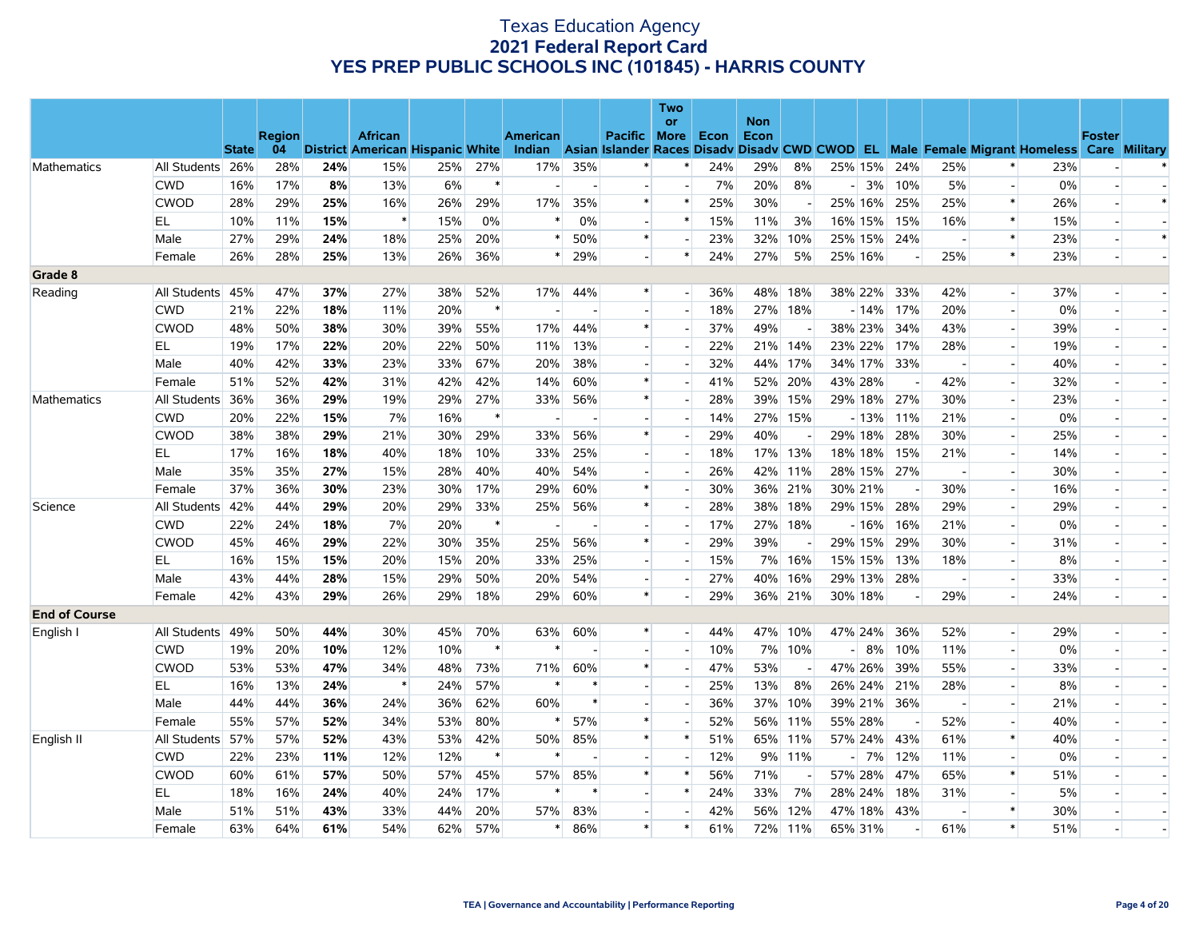# Texas Education Agency
## 2021 Federal Report Card
## YES PREP PUBLIC SCHOOLS INC (101845) - HARRIS COUNTY

| | | State | Region 04 | District | African American | Hispanic | White | American Indian | Asian | Pacific Islander | Two or More Races | Econ Disadv | Non Econ Disadv | CWD | CWOD | EL | Male | Female | Migrant | Homeless | Foster Care | Military |
|---|---|---|---|---|---|---|---|---|---|---|---|---|---|---|---|---|---|---|---|---|---|---|
| Mathematics | All Students | 26% | 28% | **24%** | 15% | 25% | 27% | 17% | 35% | * | * | 24% | 29% | 8% | 25% | 15% | 24% | 25% | * | 23% | - | * |
| | CWD | 16% | 17% | **8%** | 13% | 6% | * | - | - | - | - | 7% | 20% | 8% | - | 3% | 10% | 5% | - | 0% | - | - |
| | CWOD | 28% | 29% | **25%** | 16% | 26% | 29% | 17% | 35% | * | * | 25% | 30% | - | 25% | 16% | 25% | 25% | * | 26% | - | * |
| | EL | 10% | 11% | **15%** | * | 15% | 0% | * | 0% | - | * | 15% | 11% | 3% | 16% | 15% | 15% | 16% | * | 15% | - | - |
| | Male | 27% | 29% | **24%** | 18% | 25% | 20% | * | 50% | * | - | 23% | 32% | 10% | 25% | 15% | 24% | - | * | 23% | - | * |
| | Female | 26% | 28% | **25%** | 13% | 26% | 36% | * | 29% | - | * | 24% | 27% | 5% | 25% | 16% | - | 25% | * | 23% | - | - |
| **Grade 8** | | | | | | | | | | | | | | | | | | | | | | |
| Reading | All Students | 45% | 47% | **37%** | 27% | 38% | 52% | 17% | 44% | * | - | 36% | 48% | 18% | 38% | 22% | 33% | 42% | - | 37% | - | - |
| | CWD | 21% | 22% | **18%** | 11% | 20% | * | - | - | - | - | 18% | 27% | 18% | - | 14% | 17% | 20% | - | 0% | - | - |
| | CWOD | 48% | 50% | **38%** | 30% | 39% | 55% | 17% | 44% | * | - | 37% | 49% | - | 38% | 23% | 34% | 43% | - | 39% | - | - |
| | EL | 19% | 17% | **22%** | 20% | 22% | 50% | 11% | 13% | - | - | 22% | 21% | 14% | 23% | 22% | 17% | 28% | - | 19% | - | - |
| | Male | 40% | 42% | **33%** | 23% | 33% | 67% | 20% | 38% | - | - | 32% | 44% | 17% | 34% | 17% | 33% | - | - | 40% | - | - |
| | Female | 51% | 52% | **42%** | 31% | 42% | 42% | 14% | 60% | * | - | 41% | 52% | 20% | 43% | 28% | - | 42% | - | 32% | - | - |
| Mathematics | All Students | 36% | 36% | **29%** | 19% | 29% | 27% | 33% | 56% | * | - | 28% | 39% | 15% | 29% | 18% | 27% | 30% | - | 23% | - | - |
| | CWD | 20% | 22% | **15%** | 7% | 16% | * | - | - | - | - | 14% | 27% | 15% | - | 13% | 11% | 21% | - | 0% | - | - |
| | CWOD | 38% | 38% | **29%** | 21% | 30% | 29% | 33% | 56% | * | - | 29% | 40% | - | 29% | 18% | 28% | 30% | - | 25% | - | - |
| | EL | 17% | 16% | **18%** | 40% | 18% | 10% | 33% | 25% | - | - | 18% | 17% | 13% | 18% | 18% | 15% | 21% | - | 14% | - | - |
| | Male | 35% | 35% | **27%** | 15% | 28% | 40% | 40% | 54% | - | - | 26% | 42% | 11% | 28% | 15% | 27% | - | - | 30% | - | - |
| | Female | 37% | 36% | **30%** | 23% | 30% | 17% | 29% | 60% | * | - | 30% | 36% | 21% | 30% | 21% | - | 30% | - | 16% | - | - |
| Science | All Students | 42% | 44% | **29%** | 20% | 29% | 33% | 25% | 56% | * | - | 28% | 38% | 18% | 29% | 15% | 28% | 29% | - | 29% | - | - |
| | CWD | 22% | 24% | **18%** | 7% | 20% | * | - | - | - | - | 17% | 27% | 18% | - | 16% | 16% | 21% | - | 0% | - | - |
| | CWOD | 45% | 46% | **29%** | 22% | 30% | 35% | 25% | 56% | * | - | 29% | 39% | - | 29% | 15% | 29% | 30% | - | 31% | - | - |
| | EL | 16% | 15% | **15%** | 20% | 15% | 20% | 33% | 25% | - | - | 15% | 7% | 16% | 15% | 15% | 13% | 18% | - | 8% | - | - |
| | Male | 43% | 44% | **28%** | 15% | 29% | 50% | 20% | 54% | - | - | 27% | 40% | 16% | 29% | 13% | 28% | - | - | 33% | - | - |
| | Female | 42% | 43% | **29%** | 26% | 29% | 18% | 29% | 60% | * | - | 29% | 36% | 21% | 30% | 18% | - | 29% | - | 24% | - | - |
| **End of Course** | | | | | | | | | | | | | | | | | | | | | | |
| English I | All Students | 49% | 50% | **44%** | 30% | 45% | 70% | 63% | 60% | * | - | 44% | 47% | 10% | 47% | 24% | 36% | 52% | - | 29% | - | - |
| | CWD | 19% | 20% | **10%** | 12% | 10% | * | * | - | - | - | 10% | 7% | 10% | - | 8% | 10% | 11% | - | 0% | - | - |
| | CWOD | 53% | 53% | **47%** | 34% | 48% | 73% | 71% | 60% | * | - | 47% | 53% | - | 47% | 26% | 39% | 55% | - | 33% | - | - |
| | EL | 16% | 13% | **24%** | * | 24% | 57% | * | * | - | - | 25% | 13% | 8% | 26% | 24% | 21% | 28% | - | 8% | - | - |
| | Male | 44% | 44% | **36%** | 24% | 36% | 62% | 60% | * | - | - | 36% | 37% | 10% | 39% | 21% | 36% | - | - | 21% | - | - |
| | Female | 55% | 57% | **52%** | 34% | 53% | 80% | * | 57% | * | - | 52% | 56% | 11% | 55% | 28% | - | 52% | - | 40% | - | - |
| English II | All Students | 57% | 57% | **52%** | 43% | 53% | 42% | 50% | 85% | * | * | 51% | 65% | 11% | 57% | 24% | 43% | 61% | * | 40% | - | - |
| | CWD | 22% | 23% | **11%** | 12% | 12% | * | * | - | - | - | 12% | 9% | 11% | - | 7% | 12% | 11% | - | 0% | - | - |
| | CWOD | 60% | 61% | **57%** | 50% | 57% | 45% | 57% | 85% | * | * | 56% | 71% | - | 57% | 28% | 47% | 65% | * | 51% | - | - |
| | EL | 18% | 16% | **24%** | 40% | 24% | 17% | * | * | - | * | 24% | 33% | 7% | 28% | 24% | 18% | 31% | - | 5% | - | - |
| | Male | 51% | 51% | **43%** | 33% | 44% | 20% | 57% | 83% | - | - | 42% | 56% | 12% | 47% | 18% | 43% | - | * | 30% | - | - |
| | Female | 63% | 64% | **61%** | 54% | 62% | 57% | * | 86% | * | * | 61% | 72% | 11% | 65% | 31% | - | 61% | * | 51% | - | - |

TEA | Governance and Accountability | Performance Reporting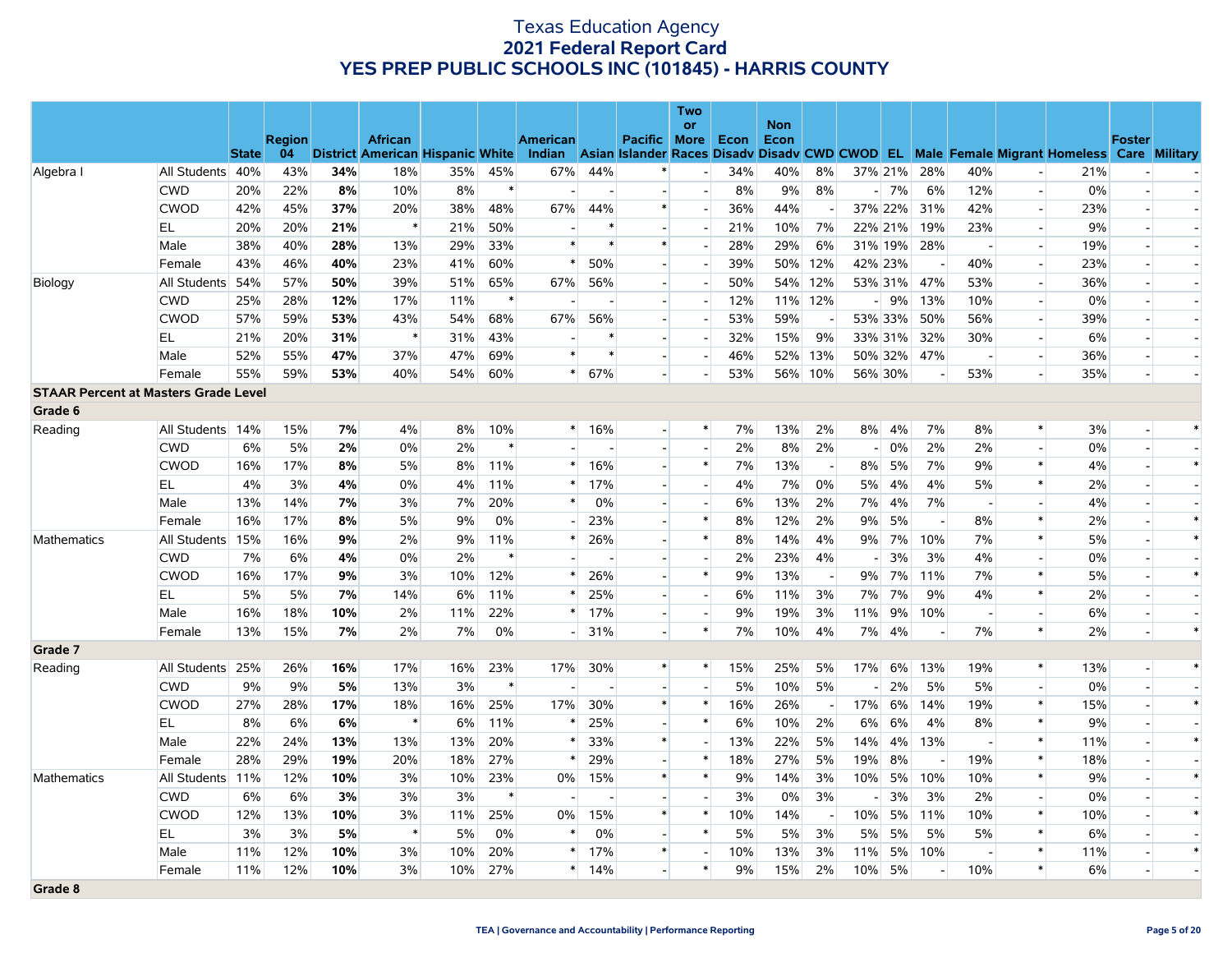# Texas Education Agency
## 2021 Federal Report Card
## YES PREP PUBLIC SCHOOLS INC (101845) - HARRIS COUNTY

| | | State | Region 04 | District | African American | Hispanic | White | American Indian | Asian | Pacific Islander | Two or More Races | Econ Disadv | Non Econ Disadv | CWD | CWOD | EL | Male | Female | Migrant | Homeless | Foster Care | Military |
|---|---|---|---|---|---|---|---|---|---|---|---|---|---|---|---|---|---|---|---|---|---|---|
| Algebra I | All Students | 40% | 43% | **34%** | 18% | 35% | 45% | 67% | 44% | * | - | 34% | 40% | 8% | 37% | 21% | 28% | 40% | - | 21% | - | - |
| | CWD | 20% | 22% | **8%** | 10% | 8% | * | - | - | - | - | 8% | 9% | 8% | - | 7% | 6% | 12% | - | 0% | - | - |
| | CWOD | 42% | 45% | **37%** | 20% | 38% | 48% | 67% | 44% | * | - | 36% | 44% | - | 37% | 22% | 31% | 42% | - | 23% | - | - |
| | EL | 20% | 20% | **21%** | * | 21% | 50% | - | * | - | - | 21% | 10% | 7% | 22% | 21% | 19% | 23% | - | 9% | - | - |
| | Male | 38% | 40% | **28%** | 13% | 29% | 33% | * | * | * | - | 28% | 29% | 6% | 31% | 19% | 28% | - | - | 19% | - | - |
| | Female | 43% | 46% | **40%** | 23% | 41% | 60% | * | 50% | - | - | 39% | 50% | 12% | 42% | 23% | - | 40% | - | 23% | - | - |
| Biology | All Students | 54% | 57% | **50%** | 39% | 51% | 65% | 67% | 56% | - | - | 50% | 54% | 12% | 53% | 31% | 47% | 53% | - | 36% | - | - |
| | CWD | 25% | 28% | **12%** | 17% | 11% | * | - | - | - | - | 12% | 11% | 12% | - | 9% | 13% | 10% | - | 0% | - | - |
| | CWOD | 57% | 59% | **53%** | 43% | 54% | 68% | 67% | 56% | - | - | 53% | 59% | - | 53% | 33% | 50% | 56% | - | 39% | - | - |
| | EL | 21% | 20% | **31%** | * | 31% | 43% | - | * | - | - | 32% | 15% | 9% | 33% | 31% | 32% | 30% | - | 6% | - | - |
| | Male | 52% | 55% | **47%** | 37% | 47% | 69% | * | * | - | - | 46% | 52% | 13% | 50% | 32% | 47% | - | - | 36% | - | - |
| | Female | 55% | 59% | **53%** | 40% | 54% | 60% | * | 67% | - | - | 53% | 56% | 10% | 56% | 30% | - | 53% | - | 35% | - | - |
| **STAAR Percent at Masters Grade Level** | | | | | | | | | | | | | | | | | | | | | | |
| **Grade 6** | | | | | | | | | | | | | | | | | | | | | | |
| Reading | All Students | 14% | 15% | **7%** | 4% | 8% | 10% | * | 16% | - | * | 7% | 13% | 2% | 8% | 4% | 7% | 8% | * | 3% | - | * |
| | CWD | 6% | 5% | **2%** | 0% | 2% | * | - | - | - | - | 2% | 8% | 2% | - | 0% | 2% | 2% | - | 0% | - | - |
| | CWOD | 16% | 17% | **8%** | 5% | 8% | 11% | * | 16% | - | * | 7% | 13% | - | 8% | 5% | 7% | 9% | * | 4% | - | * |
| | EL | 4% | 3% | **4%** | 0% | 4% | 11% | * | 17% | - | - | 4% | 7% | 0% | 5% | 4% | 4% | 5% | * | 2% | - | - |
| | Male | 13% | 14% | **7%** | 3% | 7% | 20% | * | 0% | - | - | 6% | 13% | 2% | 7% | 4% | 7% | - | - | 4% | - | - |
| | Female | 16% | 17% | **8%** | 5% | 9% | 0% | - | 23% | - | * | 8% | 12% | 2% | 9% | 5% | - | 8% | * | 2% | - | * |
| Mathematics | All Students | 15% | 16% | **9%** | 2% | 9% | 11% | * | 26% | - | * | 8% | 14% | 4% | 9% | 7% | 10% | 7% | * | 5% | - | * |
| | CWD | 7% | 6% | **4%** | 0% | 2% | * | - | - | - | - | 2% | 23% | 4% | - | 3% | 3% | 4% | - | 0% | - | - |
| | CWOD | 16% | 17% | **9%** | 3% | 10% | 12% | * | 26% | - | * | 9% | 13% | - | 9% | 7% | 11% | 7% | * | 5% | - | * |
| | EL | 5% | 5% | **7%** | 14% | 6% | 11% | * | 25% | - | - | 6% | 11% | 3% | 7% | 7% | 9% | 4% | * | 2% | - | - |
| | Male | 16% | 18% | **10%** | 2% | 11% | 22% | * | 17% | - | - | 9% | 19% | 3% | 11% | 9% | 10% | - | - | 6% | - | - |
| | Female | 13% | 15% | **7%** | 2% | 7% | 0% | - | 31% | - | * | 7% | 10% | 4% | 7% | 4% | - | 7% | * | 2% | - | * |
| **Grade 7** | | | | | | | | | | | | | | | | | | | | | | |
| Reading | All Students | 25% | 26% | **16%** | 17% | 16% | 23% | 17% | 30% | * | * | 15% | 25% | 5% | 17% | 6% | 13% | 19% | * | 13% | - | * |
| | CWD | 9% | 9% | **5%** | 13% | 3% | * | - | - | - | - | 5% | 10% | 5% | - | 2% | 5% | 5% | - | 0% | - | - |
| | CWOD | 27% | 28% | **17%** | 18% | 16% | 25% | 17% | 30% | * | * | 16% | 26% | - | 17% | 6% | 14% | 19% | * | 15% | - | * |
| | EL | 8% | 6% | **6%** | * | 6% | 11% | * | 25% | - | * | 6% | 10% | 2% | 6% | 6% | 4% | 8% | * | 9% | - | - |
| | Male | 22% | 24% | **13%** | 13% | 13% | 20% | * | 33% | * | - | 13% | 22% | 5% | 14% | 4% | 13% | - | * | 11% | - | * |
| | Female | 28% | 29% | **19%** | 20% | 18% | 27% | * | 29% | - | * | 18% | 27% | 5% | 19% | 8% | - | 19% | * | 18% | - | - |
| Mathematics | All Students | 11% | 12% | **10%** | 3% | 10% | 23% | 0% | 15% | * | * | 9% | 14% | 3% | 10% | 5% | 10% | 10% | * | 9% | - | * |
| | CWD | 6% | 6% | **3%** | 3% | 3% | * | - | - | - | - | 3% | 0% | 3% | - | 3% | 3% | 2% | - | 0% | - | - |
| | CWOD | 12% | 13% | **10%** | 3% | 11% | 25% | 0% | 15% | * | * | 10% | 14% | - | 10% | 5% | 11% | 10% | * | 10% | - | * |
| | EL | 3% | 3% | **5%** | * | 5% | 0% | * | 0% | - | * | 5% | 5% | 3% | 5% | 5% | 5% | 5% | * | 6% | - | - |
| | Male | 11% | 12% | **10%** | 3% | 10% | 20% | * | 17% | * | - | 10% | 13% | 3% | 11% | 5% | 10% | - | * | 11% | - | * |
| | Female | 11% | 12% | **10%** | 3% | 10% | 27% | * | 14% | - | * | 9% | 15% | 2% | 10% | 5% | - | 10% | * | 6% | - | - |
| **Grade 8** | | | | | | | | | | | | | | | | | | | | | | |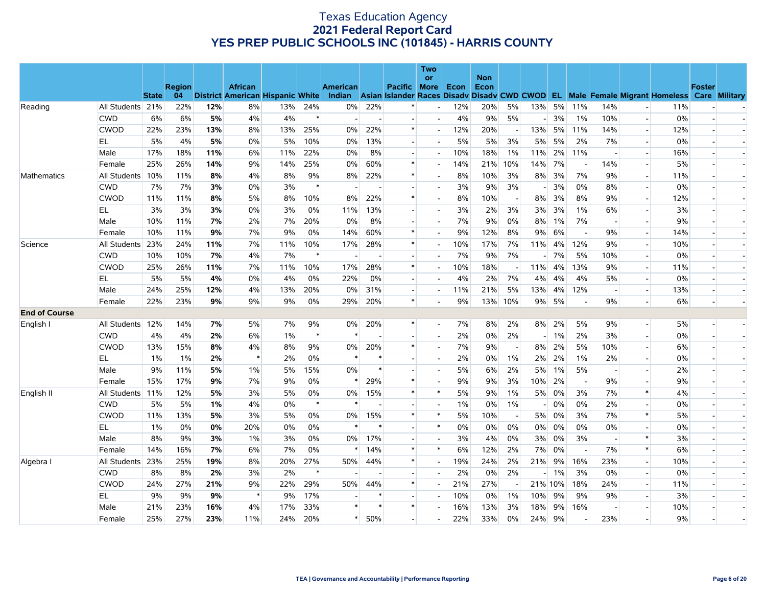# Texas Education Agency
## 2021 Federal Report Card
## YES PREP PUBLIC SCHOOLS INC (101845) - HARRIS COUNTY

| | | State | Region 04 | District | African American | Hispanic | White | American Indian | Asian | Pacific Islander | Two or More Races | Econ Disadv | Non Econ Disadv | CWD | CWOD | EL | Male | Female | Migrant | Homeless | Foster Care | Military |
|---|---|---|---|---|---|---|---|---|---|---|---|---|---|---|---|---|---|---|---|---|---|---|
| Reading | All Students | 21% | 22% | **12%** | 8% | 13% | 24% | 0% | 22% | * | - | 12% | 20% | 5% | 13% | 5% | 11% | 14% | - | 11% | - | - |
| | CWD | 6% | 6% | **5%** | 4% | 4% | * | - | - | - | - | 4% | 9% | 5% | - | 3% | 1% | 10% | - | 0% | - | - |
| | CWOD | 22% | 23% | **13%** | 8% | 13% | 25% | 0% | 22% | * | - | 12% | 20% | - | 13% | 5% | 11% | 14% | - | 12% | - | - |
| | EL | 5% | 4% | **5%** | 0% | 5% | 10% | 0% | 13% | - | - | 5% | 5% | 3% | 5% | 5% | 2% | 7% | - | 0% | - | - |
| | Male | 17% | 18% | **11%** | 6% | 11% | 22% | 0% | 8% | - | - | 10% | 18% | 1% | 11% | 2% | 11% | - | - | 16% | - | - |
| | Female | 25% | 26% | **14%** | 9% | 14% | 25% | 0% | 60% | * | - | 14% | 21% | 10% | 14% | 7% | - | 14% | - | 5% | - | - |
| Mathematics | All Students | 10% | 11% | **8%** | 4% | 8% | 9% | 8% | 22% | * | - | 8% | 10% | 3% | 8% | 3% | 7% | 9% | - | 11% | - | - |
| | CWD | 7% | 7% | **3%** | 0% | 3% | * | - | - | - | - | 3% | 9% | 3% | - | 3% | 0% | 8% | - | 0% | - | - |
| | CWOD | 11% | 11% | **8%** | 5% | 8% | 10% | 8% | 22% | * | - | 8% | 10% | - | 8% | 3% | 8% | 9% | - | 12% | - | - |
| | EL | 3% | 3% | **3%** | 0% | 3% | 0% | 11% | 13% | - | - | 3% | 2% | 3% | 3% | 3% | 1% | 6% | - | 3% | - | - |
| | Male | 10% | 11% | **7%** | 2% | 7% | 20% | 0% | 8% | - | - | 7% | 9% | 0% | 8% | 1% | 7% | - | - | 9% | - | - |
| | Female | 10% | 11% | **9%** | 7% | 9% | 0% | 14% | 60% | * | - | 9% | 12% | 8% | 9% | 6% | - | 9% | - | 14% | - | - |
| Science | All Students | 23% | 24% | **11%** | 7% | 11% | 10% | 17% | 28% | * | - | 10% | 17% | 7% | 11% | 4% | 12% | 9% | - | 10% | - | - |
| | CWD | 10% | 10% | **7%** | 4% | 7% | * | - | - | - | - | 7% | 9% | 7% | - | 7% | 5% | 10% | - | 0% | - | - |
| | CWOD | 25% | 26% | **11%** | 7% | 11% | 10% | 17% | 28% | * | - | 10% | 18% | - | 11% | 4% | 13% | 9% | - | 11% | - | - |
| | EL | 5% | 5% | **4%** | 0% | 4% | 0% | 22% | 0% | - | - | 4% | 2% | 7% | 4% | 4% | 4% | 5% | - | 0% | - | - |
| | Male | 24% | 25% | **12%** | 4% | 13% | 20% | 0% | 31% | - | - | 11% | 21% | 5% | 13% | 4% | 12% | - | - | 13% | - | - |
| | Female | 22% | 23% | **9%** | 9% | 9% | 0% | 29% | 20% | * | - | 9% | 13% | 10% | 9% | 5% | - | 9% | - | 6% | - | - |
| **End of Course** | | | | | | | | | | | | | | | | | | | | | | |
| English I | All Students | 12% | 14% | **7%** | 5% | 7% | 9% | 0% | 20% | * | - | 7% | 8% | 2% | 8% | 2% | 5% | 9% | - | 5% | - | - |
| | CWD | 4% | 4% | **2%** | 6% | 1% | * | * | - | - | - | 2% | 0% | 2% | - | 1% | 2% | 3% | - | 0% | - | - |
| | CWOD | 13% | 15% | **8%** | 4% | 8% | 9% | 0% | 20% | * | - | 7% | 9% | - | 8% | 2% | 5% | 10% | - | 6% | - | - |
| | EL | 1% | 1% | **2%** | * | 2% | 0% | * | * | - | - | 2% | 0% | 1% | 2% | 2% | 1% | 2% | - | 0% | - | - |
| | Male | 9% | 11% | **5%** | 1% | 5% | 15% | 0% | * | - | - | 5% | 6% | 2% | 5% | 1% | 5% | - | - | 2% | - | - |
| | Female | 15% | 17% | **9%** | 7% | 9% | 0% | * | 29% | * | - | 9% | 9% | 3% | 10% | 2% | - | 9% | - | 9% | - | - |
| English II | All Students | 11% | 12% | **5%** | 3% | 5% | 0% | 0% | 15% | * | * | 5% | 9% | 1% | 5% | 0% | 3% | 7% | * | 4% | - | - |
| | CWD | 5% | 5% | **1%** | 4% | 0% | * | * | - | - | - | 1% | 0% | 1% | - | 0% | 0% | 2% | - | 0% | - | - |
| | CWOD | 11% | 13% | **5%** | 3% | 5% | 0% | 0% | 15% | * | * | 5% | 10% | - | 5% | 0% | 3% | 7% | * | 5% | - | - |
| | EL | 1% | 0% | **0%** | 20% | 0% | 0% | * | * | - | * | 0% | 0% | 0% | 0% | 0% | 0% | 0% | - | 0% | - | - |
| | Male | 8% | 9% | **3%** | 1% | 3% | 0% | 0% | 17% | - | - | 3% | 4% | 0% | 3% | 0% | 3% | - | * | 3% | - | - |
| | Female | 14% | 16% | **7%** | 6% | 7% | 0% | * | 14% | * | * | 6% | 12% | 2% | 7% | 0% | - | 7% | * | 6% | - | - |
| Algebra I | All Students | 23% | 25% | **19%** | 8% | 20% | 27% | 50% | 44% | * | - | 19% | 24% | 2% | 21% | 9% | 16% | 23% | - | 10% | - | - |
| | CWD | 8% | 8% | **2%** | 3% | 2% | * | - | - | - | - | 2% | 0% | 2% | - | 1% | 3% | 0% | - | 0% | - | - |
| | CWOD | 24% | 27% | **21%** | 9% | 22% | 29% | 50% | 44% | * | - | 21% | 27% | - | 21% | 10% | 18% | 24% | - | 11% | - | - |
| | EL | 9% | 9% | **9%** | * | 9% | 17% | - | * | - | - | 10% | 0% | 1% | 10% | 9% | 9% | 9% | - | 3% | - | - |
| | Male | 21% | 23% | **16%** | 4% | 17% | 33% | * | * | * | - | 16% | 13% | 3% | 18% | 9% | 16% | - | - | 10% | - | - |
| | Female | 25% | 27% | **23%** | 11% | 24% | 20% | * | 50% | - | - | 22% | 33% | 0% | 24% | 9% | - | 23% | - | 9% | - | - |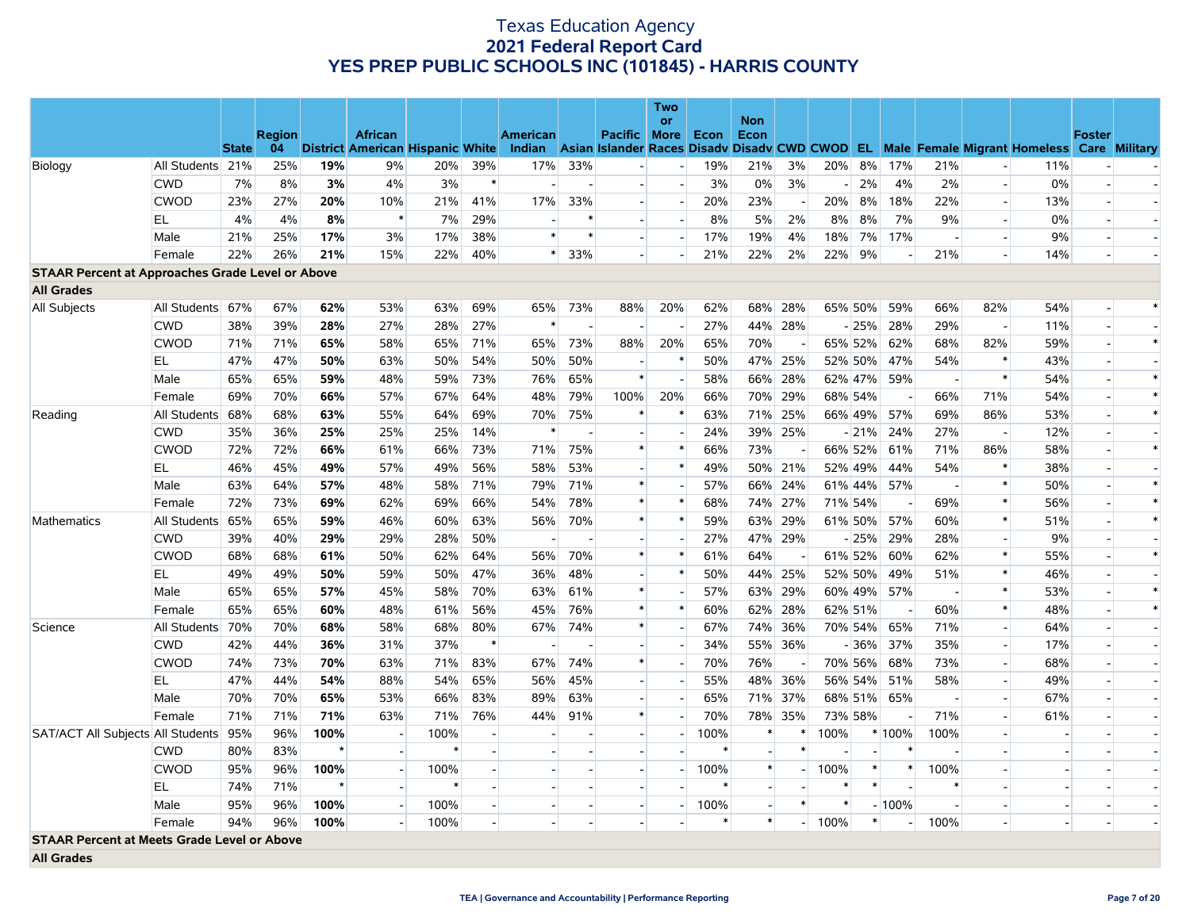# Texas Education Agency
## 2021 Federal Report Card
## YES PREP PUBLIC SCHOOLS INC (101845) - HARRIS COUNTY

| | | State | Region 04 | District | African American | Hispanic | White | American Indian | Asian | Pacific Islander | Two or More Races | Econ Disadv | Non Econ Disadv | CWD | CWOD | EL | Male | Female | Migrant | Homeless | Foster Care | Military |
|---|---|---|---|---|---|---|---|---|---|---|---|---|---|---|---|---|---|---|---|---|---|---|
| Biology | All Students | 21% | 25% | **19%** | 9% | 20% | 39% | 17% | 33% | - | - | 19% | 21% | 3% | 20% | 8% | 17% | 21% | - | 11% | - | - |
| | CWD | 7% | 8% | **3%** | 4% | 3% | * | - | - | - | - | 3% | 0% | 3% | - | 2% | 4% | 2% | - | 0% | - | - |
| | CWOD | 23% | 27% | **20%** | 10% | 21% | 41% | 17% | 33% | - | - | 20% | 23% | - | 20% | 8% | 18% | 22% | - | 13% | - | - |
| | EL | 4% | 4% | **8%** | * | 7% | 29% | - | * | - | - | 8% | 5% | 2% | 8% | 8% | 7% | 9% | - | 0% | - | - |
| | Male | 21% | 25% | **17%** | 3% | 17% | 38% | * | * | - | - | 17% | 19% | 4% | 18% | 7% | 17% | - | - | 9% | - | - |
| | Female | 22% | 26% | **21%** | 15% | 22% | 40% | * | 33% | - | - | 21% | 22% | 2% | 22% | 9% | - | 21% | - | 14% | - | - |
| **STAAR Percent at Approaches Grade Level or Above** | | | | | | | | | | | | | | | | | | | | | | |
| **All Grades** | | | | | | | | | | | | | | | | | | | | | | |
| All Subjects | All Students | 67% | 67% | **62%** | 53% | 63% | 69% | 65% | 73% | 88% | 20% | 62% | 68% | 28% | 65% | 50% | 59% | 66% | 82% | 54% | - | * |
| | CWD | 38% | 39% | **28%** | 27% | 28% | 27% | * | - | - | - | 27% | 44% | 28% | - | 25% | 28% | 29% | - | 11% | - | - |
| | CWOD | 71% | 71% | **65%** | 58% | 65% | 71% | 65% | 73% | 88% | 20% | 65% | 70% | - | 65% | 52% | 62% | 68% | 82% | 59% | - | * |
| | EL | 47% | 47% | **50%** | 63% | 50% | 54% | 50% | 50% | - | * | 50% | 47% | 25% | 52% | 50% | 47% | 54% | * | 43% | - | - |
| | Male | 65% | 65% | **59%** | 48% | 59% | 73% | 76% | 65% | * | - | 58% | 66% | 28% | 62% | 47% | 59% | - | * | 54% | - | * |
| | Female | 69% | 70% | **66%** | 57% | 67% | 64% | 48% | 79% | 100% | 20% | 66% | 70% | 29% | 68% | 54% | - | 66% | 71% | 54% | - | * |
| Reading | All Students | 68% | 68% | **63%** | 55% | 64% | 69% | 70% | 75% | * | * | 63% | 71% | 25% | 66% | 49% | 57% | 69% | 86% | 53% | - | * |
| | CWD | 35% | 36% | **25%** | 25% | 25% | 14% | * | - | - | - | 24% | 39% | 25% | - | 21% | 24% | 27% | - | 12% | - | - |
| | CWOD | 72% | 72% | **66%** | 61% | 66% | 73% | 71% | 75% | * | * | 66% | 73% | - | 66% | 52% | 61% | 71% | 86% | 58% | - | * |
| | EL | 46% | 45% | **49%** | 57% | 49% | 56% | 58% | 53% | - | * | 49% | 50% | 21% | 52% | 49% | 44% | 54% | * | 38% | - | - |
| | Male | 63% | 64% | **57%** | 48% | 58% | 71% | 79% | 71% | * | - | 57% | 66% | 24% | 61% | 44% | 57% | - | * | 50% | - | * |
| | Female | 72% | 73% | **69%** | 62% | 69% | 66% | 54% | 78% | * | * | 68% | 74% | 27% | 71% | 54% | - | 69% | * | 56% | - | * |
| Mathematics | All Students | 65% | 65% | **59%** | 46% | 60% | 63% | 56% | 70% | * | * | 59% | 63% | 29% | 61% | 50% | 57% | 60% | * | 51% | - | * |
| | CWD | 39% | 40% | **29%** | 29% | 28% | 50% | - | - | - | - | 27% | 47% | 29% | - | 25% | 29% | 28% | - | 9% | - | - |
| | CWOD | 68% | 68% | **61%** | 50% | 62% | 64% | 56% | 70% | * | * | 61% | 64% | - | 61% | 52% | 60% | 62% | * | 55% | - | * |
| | EL | 49% | 49% | **50%** | 59% | 50% | 47% | 36% | 48% | - | * | 50% | 44% | 25% | 52% | 50% | 49% | 51% | * | 46% | - | - |
| | Male | 65% | 65% | **57%** | 45% | 58% | 70% | 63% | 61% | * | - | 57% | 63% | 29% | 60% | 49% | 57% | - | * | 53% | - | * |
| | Female | 65% | 65% | **60%** | 48% | 61% | 56% | 45% | 76% | * | * | 60% | 62% | 28% | 62% | 51% | - | 60% | * | 48% | - | * |
| Science | All Students | 70% | 70% | **68%** | 58% | 68% | 80% | 67% | 74% | * | - | 67% | 74% | 36% | 70% | 54% | 65% | 71% | - | 64% | - | - |
| | CWD | 42% | 44% | **36%** | 31% | 37% | * | - | - | - | - | 34% | 55% | 36% | - | 36% | 37% | 35% | - | 17% | - | - |
| | CWOD | 74% | 73% | **70%** | 63% | 71% | 83% | 67% | 74% | * | - | 70% | 76% | - | 70% | 56% | 68% | 73% | - | 68% | - | - |
| | EL | 47% | 44% | **54%** | 88% | 54% | 65% | 56% | 45% | - | - | 55% | 48% | 36% | 56% | 54% | 51% | 58% | - | 49% | - | - |
| | Male | 70% | 70% | **65%** | 53% | 66% | 83% | 89% | 63% | - | - | 65% | 71% | 37% | 68% | 51% | 65% | - | - | 67% | - | - |
| | Female | 71% | 71% | **71%** | 63% | 71% | 76% | 44% | 91% | * | - | 70% | 78% | 35% | 73% | 58% | - | 71% | - | 61% | - | - |
| SAT/ACT All Subjects | All Students | 95% | 96% | **100%** | - | 100% | - | - | - | - | - | 100% | * | * | 100% | * | 100% | 100% | - | - | - | - |
| | CWD | 80% | 83% | ***** | - | * | - | - | - | - | - | * | - | * | - | - | * | - | - | - | - | - |
| | CWOD | 95% | 96% | **100%** | - | 100% | - | - | - | - | - | 100% | * | - | 100% | * | * | 100% | - | - | - | - |
| | EL | 74% | 71% | ***** | - | * | - | - | - | - | - | * | - | - | * | * | - | * | - | - | - | - |
| | Male | 95% | 96% | **100%** | - | 100% | - | - | - | - | - | 100% | - | * | * | - | 100% | - | - | - | - | - |
| | Female | 94% | 96% | **100%** | - | 100% | - | - | - | - | - | * | * | - | 100% | * | - | 100% | - | - | - | - |
| **STAAR Percent at Meets Grade Level or Above** | | | | | | | | | | | | | | | | | | | | | | |
| **All Grades** | | | | | | | | | | | | | | | | | | | | | | |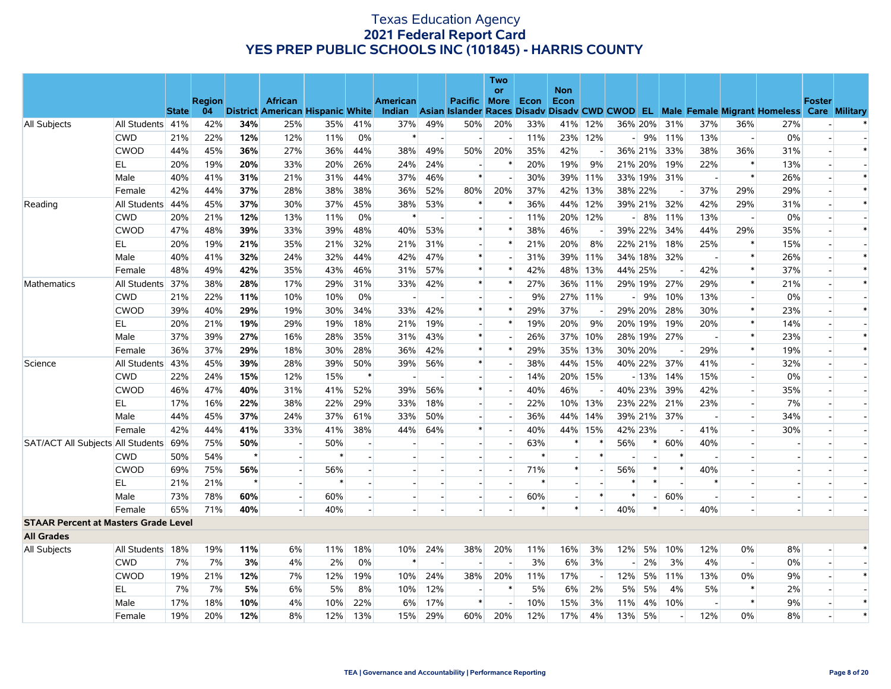# Texas Education Agency
## 2021 Federal Report Card
## YES PREP PUBLIC SCHOOLS INC (101845) - HARRIS COUNTY

| | | State | Region 04 | District | African American | Hispanic | White | American Indian | Asian | Pacific Islander | Two or More Races | Econ Disadv | Non Econ Disadv | CWD | CWOD | EL | Male | Female | Migrant | Homeless | Foster Care | Military |
|---|---|---|---|---|---|---|---|---|---|---|---|---|---|---|---|---|---|---|---|---|---|---|
| All Subjects | All Students | 41% | 42% | **34%** | 25% | 35% | 41% | 37% | 49% | 50% | 20% | 33% | 41% | 12% | 36% | 20% | 31% | 37% | 36% | 27% | - | * |
| | CWD | 21% | 22% | **12%** | 12% | 11% | 0% | * | - | - | - | 11% | 23% | 12% | - | 9% | 11% | 13% | - | 0% | - | - |
| | CWOD | 44% | 45% | **36%** | 27% | 36% | 44% | 38% | 49% | 50% | 20% | 35% | 42% | - | 36% | 21% | 33% | 38% | 36% | 31% | - | * |
| | EL | 20% | 19% | **20%** | 33% | 20% | 26% | 24% | 24% | - | * | 20% | 19% | 9% | 21% | 20% | 19% | 22% | * | 13% | - | - |
| | Male | 40% | 41% | **31%** | 21% | 31% | 44% | 37% | 46% | * | - | 30% | 39% | 11% | 33% | 19% | 31% | - | * | 26% | - | * |
| | Female | 42% | 44% | **37%** | 28% | 38% | 38% | 36% | 52% | 80% | 20% | 37% | 42% | 13% | 38% | 22% | - | 37% | 29% | 29% | - | * |
| Reading | All Students | 44% | 45% | **37%** | 30% | 37% | 45% | 38% | 53% | * | * | 36% | 44% | 12% | 39% | 21% | 32% | 42% | 29% | 31% | - | * |
| | CWD | 20% | 21% | **12%** | 13% | 11% | 0% | * | - | - | - | 11% | 20% | 12% | - | 8% | 11% | 13% | - | 0% | - | - |
| | CWOD | 47% | 48% | **39%** | 33% | 39% | 48% | 40% | 53% | * | * | 38% | 46% | - | 39% | 22% | 34% | 44% | 29% | 35% | - | * |
| | EL | 20% | 19% | **21%** | 35% | 21% | 32% | 21% | 31% | - | * | 21% | 20% | 8% | 22% | 21% | 18% | 25% | * | 15% | - | - |
| | Male | 40% | 41% | **32%** | 24% | 32% | 44% | 42% | 47% | * | - | 31% | 39% | 11% | 34% | 18% | 32% | - | * | 26% | - | * |
| | Female | 48% | 49% | **42%** | 35% | 43% | 46% | 31% | 57% | * | * | 42% | 48% | 13% | 44% | 25% | - | 42% | * | 37% | - | * |
| Mathematics | All Students | 37% | 38% | **28%** | 17% | 29% | 31% | 33% | 42% | * | * | 27% | 36% | 11% | 29% | 19% | 27% | 29% | * | 21% | - | * |
| | CWD | 21% | 22% | **11%** | 10% | 10% | 0% | - | - | - | - | 9% | 27% | 11% | - | 9% | 10% | 13% | - | 0% | - | - |
| | CWOD | 39% | 40% | **29%** | 19% | 30% | 34% | 33% | 42% | * | * | 29% | 37% | - | 29% | 20% | 28% | 30% | * | 23% | - | * |
| | EL | 20% | 21% | **19%** | 29% | 19% | 18% | 21% | 19% | - | * | 19% | 20% | 9% | 20% | 19% | 19% | 20% | * | 14% | - | - |
| | Male | 37% | 39% | **27%** | 16% | 28% | 35% | 31% | 43% | * | - | 26% | 37% | 10% | 28% | 19% | 27% | - | * | 23% | - | * |
| | Female | 36% | 37% | **29%** | 18% | 30% | 28% | 36% | 42% | * | * | 29% | 35% | 13% | 30% | 20% | - | 29% | * | 19% | - | * |
| Science | All Students | 43% | 45% | **39%** | 28% | 39% | 50% | 39% | 56% | * | - | 38% | 44% | 15% | 40% | 22% | 37% | 41% | - | 32% | - | - |
| | CWD | 22% | 24% | **15%** | 12% | 15% | * | - | - | - | - | 14% | 20% | 15% | - | 13% | 14% | 15% | - | 0% | - | - |
| | CWOD | 46% | 47% | **40%** | 31% | 41% | 52% | 39% | 56% | * | - | 40% | 46% | - | 40% | 23% | 39% | 42% | - | 35% | - | - |
| | EL | 17% | 16% | **22%** | 38% | 22% | 29% | 33% | 18% | - | - | 22% | 10% | 13% | 23% | 22% | 21% | 23% | - | 7% | - | - |
| | Male | 44% | 45% | **37%** | 24% | 37% | 61% | 33% | 50% | - | - | 36% | 44% | 14% | 39% | 21% | 37% | - | - | 34% | - | - |
| | Female | 42% | 44% | **41%** | 33% | 41% | 38% | 44% | 64% | * | - | 40% | 44% | 15% | 42% | 23% | - | 41% | - | 30% | - | - |
| SAT/ACT All Subjects | All Students | 69% | 75% | **50%** | - | 50% | - | - | - | - | - | 63% | * | * | 56% | * | 60% | 40% | - | - | - | - |
| | CWD | 50% | 54% | ***** | - | * | - | - | - | - | - | * | - | * | - | - | * | - | - | - | - | - |
| | CWOD | 69% | 75% | **56%** | - | 56% | - | - | - | - | - | 71% | * | - | 56% | * | * | 40% | - | - | - | - |
| | EL | 21% | 21% | ***** | - | * | - | - | - | - | - | * | - | - | * | * | - | * | - | - | - | - |
| | Male | 73% | 78% | **60%** | - | 60% | - | - | - | - | - | 60% | - | * | * | - | 60% | - | - | - | - | - |
| | Female | 65% | 71% | **40%** | - | 40% | - | - | - | - | - | * | * | - | 40% | * | - | 40% | - | - | - | - |
| **STAAR Percent at Masters Grade Level** | | | | | | | | | | | | | | | | | | | | | | |
| **All Grades** | | | | | | | | | | | | | | | | | | | | | | |
| All Subjects | All Students | 18% | 19% | **11%** | 6% | 11% | 18% | 10% | 24% | 38% | 20% | 11% | 16% | 3% | 12% | 5% | 10% | 12% | 0% | 8% | - | * |
| | CWD | 7% | 7% | **3%** | 4% | 2% | 0% | * | - | - | - | 3% | 6% | 3% | - | 2% | 3% | 4% | - | 0% | - | - |
| | CWOD | 19% | 21% | **12%** | 7% | 12% | 19% | 10% | 24% | 38% | 20% | 11% | 17% | - | 12% | 5% | 11% | 13% | 0% | 9% | - | * |
| | EL | 7% | 7% | **5%** | 6% | 5% | 8% | 10% | 12% | - | * | 5% | 6% | 2% | 5% | 5% | 4% | 5% | * | 2% | - | - |
| | Male | 17% | 18% | **10%** | 4% | 10% | 22% | 6% | 17% | * | - | 10% | 15% | 3% | 11% | 4% | 10% | - | * | 9% | - | * |
| | Female | 19% | 20% | **12%** | 8% | 12% | 13% | 15% | 29% | 60% | 20% | 12% | 17% | 4% | 13% | 5% | - | 12% | 0% | 8% | - | * |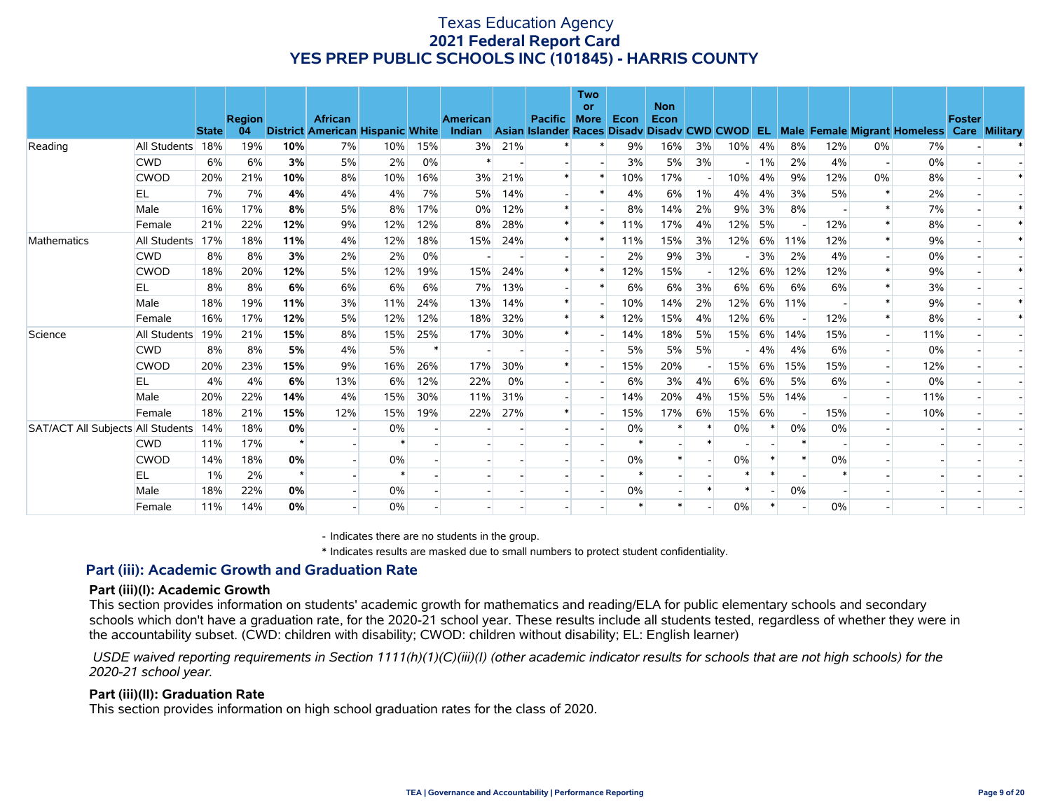# Texas Education Agency
## 2021 Federal Report Card
## YES PREP PUBLIC SCHOOLS INC (101845) - HARRIS COUNTY

| | | State | Region 04 | District | African American | Hispanic | White | American Indian | Asian | Pacific Islander | Two or More Races | Econ Disadv | Non Econ Disadv | CWD | CWOD | EL | Male | Female | Migrant | Homeless | Foster Care | Military |
|---|---|---|---|---|---|---|---|---|---|---|---|---|---|---|---|---|---|---|---|---|---|---|
| Reading | All Students | 18% | 19% | **10%** | 7% | 10% | 15% | 3% | 21% | * | * | 9% | 16% | 3% | 10% | 4% | 8% | 12% | 0% | 7% | - | * |
| | CWD | 6% | 6% | **3%** | 5% | 2% | 0% | * | - | - | - | 3% | 5% | 3% | - | 1% | 2% | 4% | - | 0% | - | - |
| | CWOD | 20% | 21% | **10%** | 8% | 10% | 16% | 3% | 21% | * | * | 10% | 17% | - | 10% | 4% | 9% | 12% | 0% | 8% | - | * |
| | EL | 7% | 7% | **4%** | 4% | 4% | 7% | 5% | 14% | - | * | 4% | 6% | 1% | 4% | 4% | 3% | 5% | * | 2% | - | - |
| | Male | 16% | 17% | **8%** | 5% | 8% | 17% | 0% | 12% | * | - | 8% | 14% | 2% | 9% | 3% | 8% | - | * | 7% | - | * |
| | Female | 21% | 22% | **12%** | 9% | 12% | 12% | 8% | 28% | * | * | 11% | 17% | 4% | 12% | 5% | - | 12% | * | 8% | - | * |
| Mathematics | All Students | 17% | 18% | **11%** | 4% | 12% | 18% | 15% | 24% | * | * | 11% | 15% | 3% | 12% | 6% | 11% | 12% | * | 9% | - | * |
| | CWD | 8% | 8% | **3%** | 2% | 2% | 0% | - | - | - | - | 2% | 9% | 3% | - | 3% | 2% | 4% | - | 0% | - | - |
| | CWOD | 18% | 20% | **12%** | 5% | 12% | 19% | 15% | 24% | * | * | 12% | 15% | - | 12% | 6% | 12% | 12% | * | 9% | - | * |
| | EL | 8% | 8% | **6%** | 6% | 6% | 6% | 7% | 13% | - | * | 6% | 6% | 3% | 6% | 6% | 6% | 6% | * | 3% | - | - |
| | Male | 18% | 19% | **11%** | 3% | 11% | 24% | 13% | 14% | * | - | 10% | 14% | 2% | 12% | 6% | 11% | - | * | 9% | - | * |
| | Female | 16% | 17% | **12%** | 5% | 12% | 12% | 18% | 32% | * | * | 12% | 15% | 4% | 12% | 6% | - | 12% | * | 8% | - | * |
| Science | All Students | 19% | 21% | **15%** | 8% | 15% | 25% | 17% | 30% | * | - | 14% | 18% | 5% | 15% | 6% | 14% | 15% | - | 11% | - | - |
| | CWD | 8% | 8% | **5%** | 4% | 5% | * | - | - | - | - | 5% | 5% | 5% | - | 4% | 4% | 6% | - | 0% | - | - |
| | CWOD | 20% | 23% | **15%** | 9% | 16% | 26% | 17% | 30% | * | - | 15% | 20% | - | 15% | 6% | 15% | 15% | - | 12% | - | - |
| | EL | 4% | 4% | **6%** | 13% | 6% | 12% | 22% | 0% | - | - | 6% | 3% | 4% | 6% | 6% | 5% | 6% | - | 0% | - | - |
| | Male | 20% | 22% | **14%** | 4% | 15% | 30% | 11% | 31% | - | - | 14% | 20% | 4% | 15% | 5% | 14% | - | - | 11% | - | - |
| | Female | 18% | 21% | **15%** | 12% | 15% | 19% | 22% | 27% | * | - | 15% | 17% | 6% | 15% | 6% | - | 15% | - | 10% | - | - |
| SAT/ACT All Subjects | All Students | 14% | 18% | **0%** | - | 0% | - | - | - | - | - | 0% | * | * | 0% | * | 0% | 0% | - | - | - | - |
| | CWD | 11% | 17% | * | - | * | - | - | - | - | - | * | - | * | - | - | * | - | - | - | - | - |
| | CWOD | 14% | 18% | **0%** | - | 0% | - | - | - | - | - | 0% | * | - | 0% | * | * | 0% | - | - | - | - |
| | EL | 1% | 2% | * | - | * | - | - | - | - | - | * | - | - | * | * | - | * | - | - | - | - |
| | Male | 18% | 22% | **0%** | - | 0% | - | - | - | - | - | 0% | - | * | * | - | 0% | - | - | - | - | - |
| | Female | 11% | 14% | **0%** | - | 0% | - | - | - | - | - | * | * | - | 0% | * | - | 0% | - | - | - | - |

- Indicates there are no students in the group.

\* Indicates results are masked due to small numbers to protect student confidentiality.

## Part (iii): Academic Growth and Graduation Rate

### Part (iii)(I): Academic Growth

This section provides information on students' academic growth for mathematics and reading/ELA for public elementary schools and secondary schools which don't have a graduation rate, for the 2020-21 school year. These results include all students tested, regardless of whether they were in the accountability subset. (CWD: children with disability; CWOD: children without disability; EL: English learner)

*USDE waived reporting requirements in Section 1111(h)(1)(C)(iii)(I) (other academic indicator results for schools that are not high schools) for the 2020-21 school year.*

### Part (iii)(II): Graduation Rate

This section provides information on high school graduation rates for the class of 2020.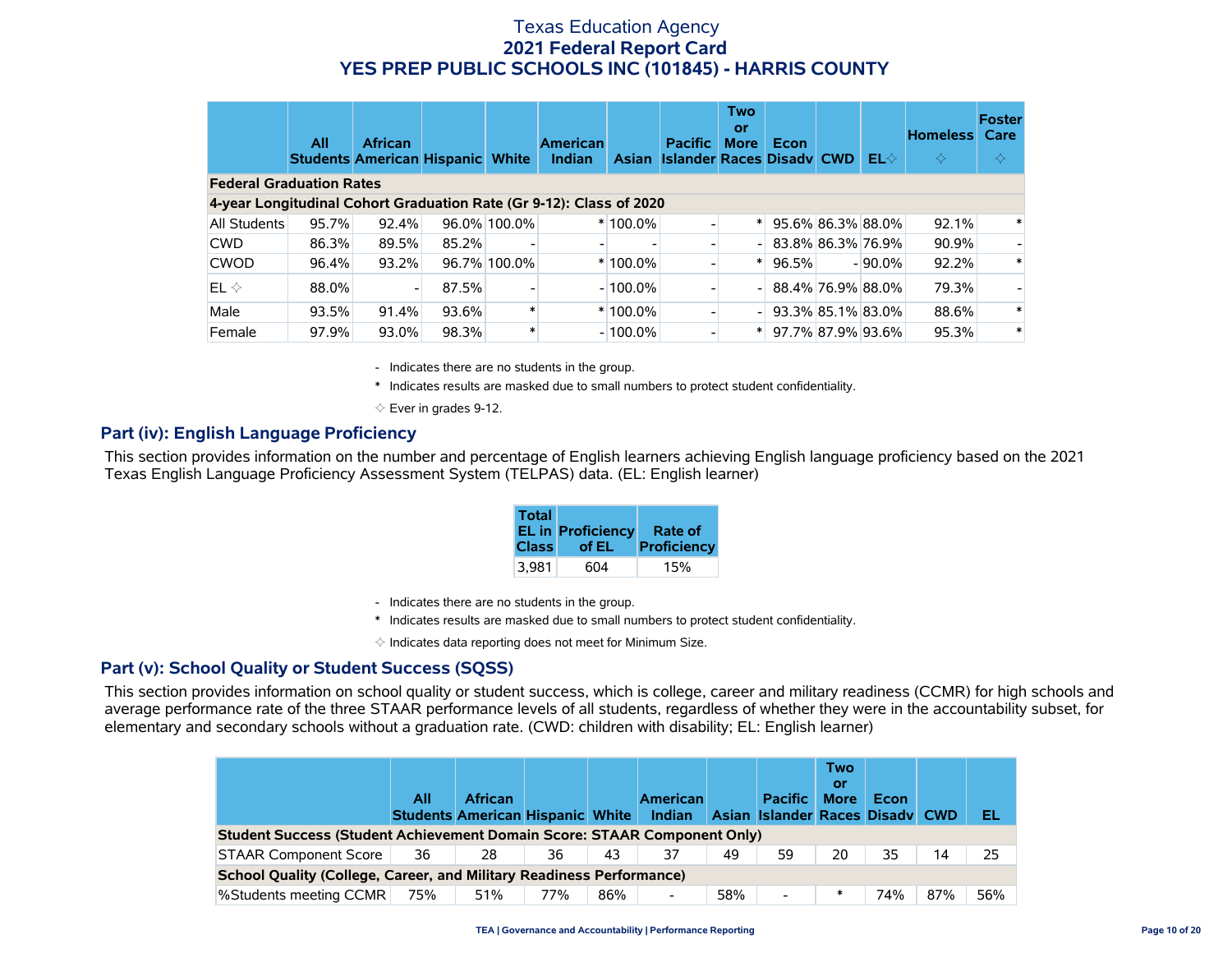# Texas Education Agency
## 2021 Federal Report Card
## YES PREP PUBLIC SCHOOLS INC (101845) - HARRIS COUNTY

| | All Students | African American | Hispanic | White | American Indian | Asian | Pacific Islander | Two or More Races | Econ Disadv | CWD | EL✧ | Homeless ✧ | Foster Care ✧ |
|---|---|---|---|---|---|---|---|---|---|---|---|---|---|
| **Federal Graduation Rates** | | | | | | | | | | | | | |
| **4-year Longitudinal Cohort Graduation Rate (Gr 9-12): Class of 2020** | | | | | | | | | | | | | |
| All Students | 95.7% | 92.4% | 96.0% | 100.0% | * | 100.0% | - | * | 95.6% | 86.3% | 88.0% | 92.1% | * |
| CWD | 86.3% | 89.5% | 85.2% | - | - | - | - | - | 83.8% | 86.3% | 76.9% | 90.9% | - |
| CWOD | 96.4% | 93.2% | 96.7% | 100.0% | * | 100.0% | - | * | 96.5% | - | 90.0% | 92.2% | * |
| EL ✧ | 88.0% | - | 87.5% | - | - | 100.0% | - | - | 88.4% | 76.9% | 88.0% | 79.3% | - |
| Male | 93.5% | 91.4% | 93.6% | * | * | 100.0% | - | - | 93.3% | 85.1% | 83.0% | 88.6% | * |
| Female | 97.9% | 93.0% | 98.3% | * | - | 100.0% | - | * | 97.7% | 87.9% | 93.6% | 95.3% | * |

- Indicates there are no students in the group.

\* Indicates results are masked due to small numbers to protect student confidentiality.

✧ Ever in grades 9-12.

### Part (iv): English Language Proficiency

This section provides information on the number and percentage of English learners achieving English language proficiency based on the 2021 Texas English Language Proficiency Assessment System (TELPAS) data. (EL: English learner)

| Total EL in Class | Proficiency of EL | Rate of Proficiency |
|---|---|---|
| 3,981 | 604 | 15% |

- Indicates there are no students in the group.

\* Indicates results are masked due to small numbers to protect student confidentiality.

✧ Indicates data reporting does not meet for Minimum Size.

### Part (v): School Quality or Student Success (SQSS)

This section provides information on school quality or student success, which is college, career and military readiness (CCMR) for high schools and average performance rate of the three STAAR performance levels of all students, regardless of whether they were in the accountability subset, for elementary and secondary schools without a graduation rate. (CWD: children with disability; EL: English learner)

| | All Students | African American | Hispanic | White | American Indian | Asian | Pacific Islander | Two or More Races | Econ Disadv | CWD | EL |
|---|---|---|---|---|---|---|---|---|---|---|---|
| **Student Success (Student Achievement Domain Score: STAAR Component Only)** | | | | | | | | | | | |
| STAAR Component Score | 36 | 28 | 36 | 43 | 37 | 49 | 59 | 20 | 35 | 14 | 25 |
| **School Quality (College, Career, and Military Readiness Performance)** | | | | | | | | | | | |
| %Students meeting CCMR | 75% | 51% | 77% | 86% | - | 58% | - | * | 74% | 87% | 56% |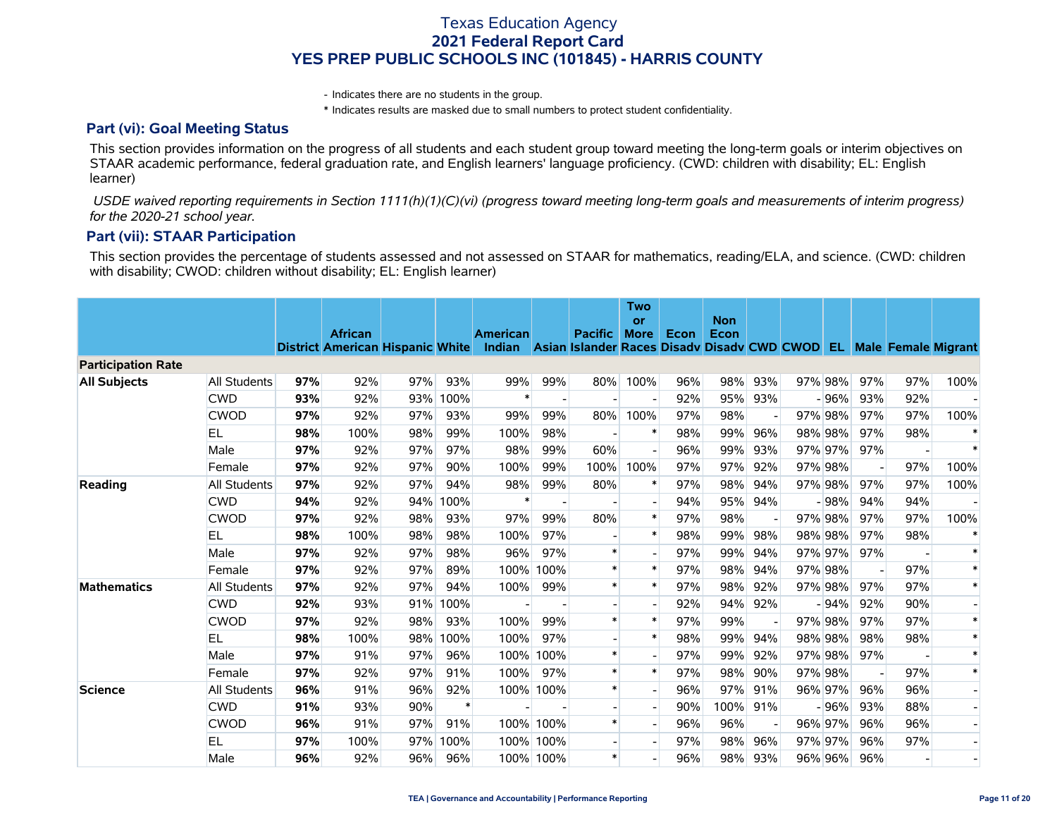# Texas Education Agency
## 2021 Federal Report Card
## YES PREP PUBLIC SCHOOLS INC (101845) - HARRIS COUNTY

- Indicates there are no students in the group.

* Indicates results are masked due to small numbers to protect student confidentiality.

### Part (vi): Goal Meeting Status

This section provides information on the progress of all students and each student group toward meeting the long-term goals or interim objectives on STAAR academic performance, federal graduation rate, and English learners' language proficiency. (CWD: children with disability; EL: English learner)

*USDE waived reporting requirements in Section 1111(h)(1)(C)(vi) (progress toward meeting long-term goals and measurements of interim progress) for the 2020-21 school year.*

### Part (vii): STAAR Participation

This section provides the percentage of students assessed and not assessed on STAAR for mathematics, reading/ELA, and science. (CWD: children with disability; CWOD: children without disability; EL: English learner)

| | | District | African American | Hispanic | White | American Indian | Asian | Pacific Islander | Two or More Races | Econ Disadv | Non Econ Disadv | CWD | CWOD | EL | Male | Female | Migrant |
|---|---|---|---|---|---|---|---|---|---|---|---|---|---|---|---|---|---|
| **Participation Rate** | | | | | | | | | | | | | | | | | |
| **All Subjects** | All Students | **97%** | 92% | 97% | 93% | 99% | 99% | 80% | 100% | 96% | 98% | 93% | 97% | 98% | 97% | 97% | 100% |
| | CWD | **93%** | 92% | 93% | 100% | * | - | - | - | 92% | 95% | 93% | - | 96% | 93% | 92% | - |
| | CWOD | **97%** | 92% | 97% | 93% | 99% | 99% | 80% | 100% | 97% | 98% | - | 97% | 98% | 97% | 97% | 100% |
| | EL | **98%** | 100% | 98% | 99% | 100% | 98% | - | * | 98% | 99% | 96% | 98% | 98% | 97% | 98% | * |
| | Male | **97%** | 92% | 97% | 97% | 98% | 99% | 60% | - | 96% | 99% | 93% | 97% | 97% | 97% | - | * |
| | Female | **97%** | 92% | 97% | 90% | 100% | 99% | 100% | 100% | 97% | 97% | 92% | 97% | 98% | - | 97% | 100% |
| **Reading** | All Students | **97%** | 92% | 97% | 94% | 98% | 99% | 80% | * | 97% | 98% | 94% | 97% | 98% | 97% | 97% | 100% |
| | CWD | **94%** | 92% | 94% | 100% | * | - | - | - | 94% | 95% | 94% | - | 98% | 94% | 94% | - |
| | CWOD | **97%** | 92% | 98% | 93% | 97% | 99% | 80% | * | 97% | 98% | - | 97% | 98% | 97% | 97% | 100% |
| | EL | **98%** | 100% | 98% | 98% | 100% | 97% | - | * | 98% | 99% | 98% | 98% | 98% | 97% | 98% | * |
| | Male | **97%** | 92% | 97% | 98% | 96% | 97% | * | - | 97% | 99% | 94% | 97% | 97% | 97% | - | * |
| | Female | **97%** | 92% | 97% | 89% | 100% | 100% | * | * | 97% | 98% | 94% | 97% | 98% | - | 97% | * |
| **Mathematics** | All Students | **97%** | 92% | 97% | 94% | 100% | 99% | * | * | 97% | 98% | 92% | 97% | 98% | 97% | 97% | * |
| | CWD | **92%** | 93% | 91% | 100% | - | - | - | - | 92% | 94% | 92% | - | 94% | 92% | 90% | - |
| | CWOD | **97%** | 92% | 98% | 93% | 100% | 99% | * | * | 97% | 99% | - | 97% | 98% | 97% | 97% | * |
| | EL | **98%** | 100% | 98% | 100% | 100% | 97% | - | * | 98% | 99% | 94% | 98% | 98% | 98% | 98% | * |
| | Male | **97%** | 91% | 97% | 96% | 100% | 100% | * | - | 97% | 99% | 92% | 97% | 98% | 97% | - | * |
| | Female | **97%** | 92% | 97% | 91% | 100% | 97% | * | * | 97% | 98% | 90% | 97% | 98% | - | 97% | * |
| **Science** | All Students | **96%** | 91% | 96% | 92% | 100% | 100% | * | - | 96% | 97% | 91% | 96% | 97% | 96% | 96% | - |
| | CWD | **91%** | 93% | 90% | * | - | - | - | - | 90% | 100% | 91% | - | 96% | 93% | 88% | - |
| | CWOD | **96%** | 91% | 97% | 91% | 100% | 100% | * | - | 96% | 96% | - | 96% | 97% | 96% | 96% | - |
| | EL | **97%** | 100% | 97% | 100% | 100% | 100% | - | - | 97% | 98% | 96% | 97% | 97% | 96% | 97% | - |
| | Male | **96%** | 92% | 96% | 96% | 100% | 100% | * | - | 96% | 98% | 93% | 96% | 96% | 96% | - | - |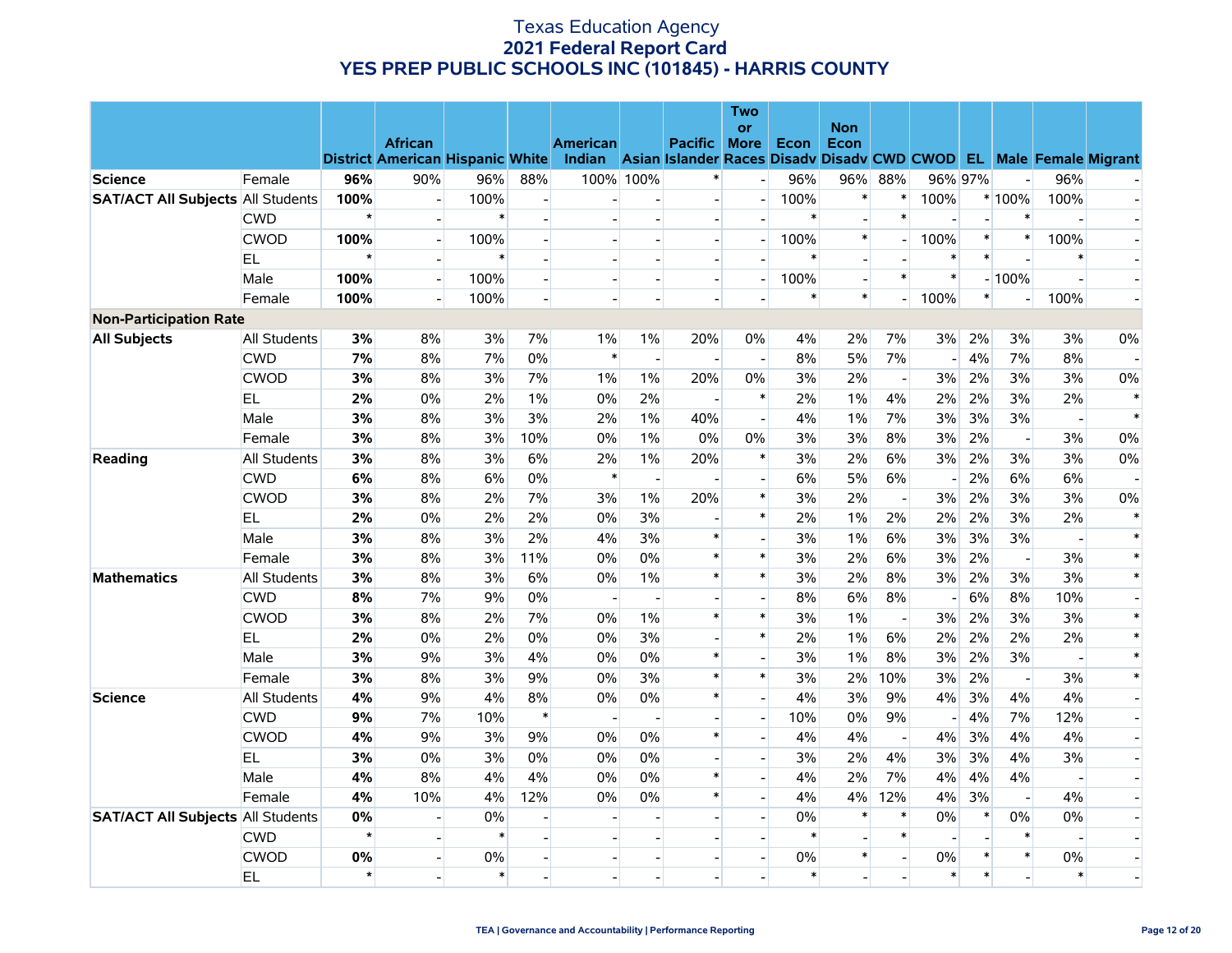# Texas Education Agency
## 2021 Federal Report Card
## YES PREP PUBLIC SCHOOLS INC (101845) - HARRIS COUNTY

| | | District | African American | Hispanic | White | American Indian | Asian | Pacific Islander | Two or More Races | Econ Disadv | Non Econ Disadv | CWD | CWOD | EL | Male | Female | Migrant |
|---|---|---|---|---|---|---|---|---|---|---|---|---|---|---|---|---|---|
| **Science** | Female | **96%** | 90% | 96% | 88% | 100% | 100% | * | - | 96% | 96% | 88% | 96% | 97% | - | 96% | - |
| **SAT/ACT All Subjects** | All Students | **100%** | - | 100% | - | - | - | - | - | 100% | * | * | 100% | * | 100% | 100% | - |
| | CWD | * | - | * | - | - | - | - | - | * | - | * | - | - | * | - | - |
| | CWOD | **100%** | - | 100% | - | - | - | - | - | 100% | * | - | 100% | * | * | 100% | - |
| | EL | * | - | * | - | - | - | - | - | * | - | - | * | * | - | * | - |
| | Male | **100%** | - | 100% | - | - | - | - | - | 100% | - | * | * | - | 100% | - | - |
| | Female | **100%** | - | 100% | - | - | - | - | - | * | * | - | 100% | * | - | 100% | - |
| **Non-Participation Rate** | | | | | | | | | | | | | | | | | |
| **All Subjects** | All Students | **3%** | 8% | 3% | 7% | 1% | 1% | 20% | 0% | 4% | 2% | 7% | 3% | 2% | 3% | 3% | 0% |
| | CWD | **7%** | 8% | 7% | 0% | * | - | - | - | 8% | 5% | 7% | - | 4% | 7% | 8% | - |
| | CWOD | **3%** | 8% | 3% | 7% | 1% | 1% | 20% | 0% | 3% | 2% | - | 3% | 2% | 3% | 3% | 0% |
| | EL | **2%** | 0% | 2% | 1% | 0% | 2% | - | * | 2% | 1% | 4% | 2% | 2% | 3% | 2% | * |
| | Male | **3%** | 8% | 3% | 3% | 2% | 1% | 40% | - | 4% | 1% | 7% | 3% | 3% | 3% | - | * |
| | Female | **3%** | 8% | 3% | 10% | 0% | 1% | 0% | 0% | 3% | 3% | 8% | 3% | 2% | - | 3% | 0% |
| **Reading** | All Students | **3%** | 8% | 3% | 6% | 2% | 1% | 20% | * | 3% | 2% | 6% | 3% | 2% | 3% | 3% | 0% |
| | CWD | **6%** | 8% | 6% | 0% | * | - | - | - | 6% | 5% | 6% | - | 2% | 6% | 6% | - |
| | CWOD | **3%** | 8% | 2% | 7% | 3% | 1% | 20% | * | 3% | 2% | - | 3% | 2% | 3% | 3% | 0% |
| | EL | **2%** | 0% | 2% | 2% | 0% | 3% | - | * | 2% | 1% | 2% | 2% | 2% | 3% | 2% | * |
| | Male | **3%** | 8% | 3% | 2% | 4% | 3% | * | - | 3% | 1% | 6% | 3% | 3% | 3% | - | * |
| | Female | **3%** | 8% | 3% | 11% | 0% | 0% | * | * | 3% | 2% | 6% | 3% | 2% | - | 3% | * |
| **Mathematics** | All Students | **3%** | 8% | 3% | 6% | 0% | 1% | * | * | 3% | 2% | 8% | 3% | 2% | 3% | 3% | * |
| | CWD | **8%** | 7% | 9% | 0% | - | - | - | - | 8% | 6% | 8% | - | 6% | 8% | 10% | - |
| | CWOD | **3%** | 8% | 2% | 7% | 0% | 1% | * | * | 3% | 1% | - | 3% | 2% | 3% | 3% | * |
| | EL | **2%** | 0% | 2% | 0% | 0% | 3% | - | * | 2% | 1% | 6% | 2% | 2% | 2% | 2% | * |
| | Male | **3%** | 9% | 3% | 4% | 0% | 0% | * | - | 3% | 1% | 8% | 3% | 2% | 3% | - | * |
| | Female | **3%** | 8% | 3% | 9% | 0% | 3% | * | * | 3% | 2% | 10% | 3% | 2% | - | 3% | * |
| **Science** | All Students | **4%** | 9% | 4% | 8% | 0% | 0% | * | - | 4% | 3% | 9% | 4% | 3% | 4% | 4% | - |
| | CWD | **9%** | 7% | 10% | * | - | - | - | - | 10% | 0% | 9% | - | 4% | 7% | 12% | - |
| | CWOD | **4%** | 9% | 3% | 9% | 0% | 0% | * | - | 4% | 4% | - | 4% | 3% | 4% | 4% | - |
| | EL | **3%** | 0% | 3% | 0% | 0% | 0% | - | - | 3% | 2% | 4% | 3% | 3% | 4% | 3% | - |
| | Male | **4%** | 8% | 4% | 4% | 0% | 0% | * | - | 4% | 2% | 7% | 4% | 4% | 4% | - | - |
| | Female | **4%** | 10% | 4% | 12% | 0% | 0% | * | - | 4% | 4% | 12% | 4% | 3% | - | 4% | - |
| **SAT/ACT All Subjects** | All Students | **0%** | - | 0% | - | - | - | - | - | 0% | * | * | 0% | * | 0% | 0% | - |
| | CWD | * | - | * | - | - | - | - | - | * | - | * | - | - | * | - | - |
| | CWOD | **0%** | - | 0% | - | - | - | - | - | 0% | * | - | 0% | * | * | 0% | - |
| | EL | * | - | * | - | - | - | - | - | * | - | - | * | * | - | * | - |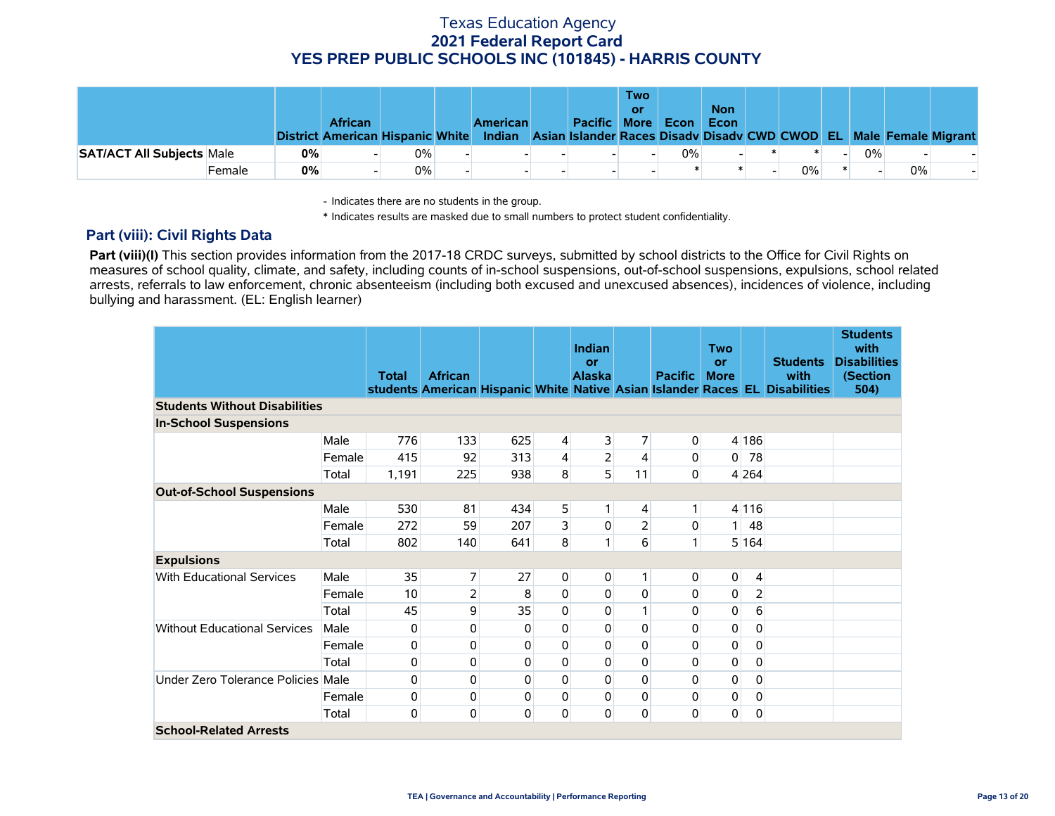# Texas Education Agency
## 2021 Federal Report Card
## YES PREP PUBLIC SCHOOLS INC (101845) - HARRIS COUNTY

| | | District | African American | Hispanic | White | American Indian | Asian | Pacific Islander | Two or More Races | Econ Disadv | Non Econ Disadv | CWD | CWOD | EL | Male | Female | Migrant |
|---|---|---|---|---|---|---|---|---|---|---|---|---|---|---|---|---|---|
| **SAT/ACT All Subjects** | Male | **0%** | - | 0% | - | - | - | - | - | 0% | - | * | * | - | 0% | - | - |
| | Female | **0%** | - | 0% | - | - | - | - | - | * | * | - | 0% | * | - | 0% | - |

- Indicates there are no students in the group.

* Indicates results are masked due to small numbers to protect student confidentiality.

## Part (viii): Civil Rights Data

**Part (viii)(I)** This section provides information from the 2017-18 CRDC surveys, submitted by school districts to the Office for Civil Rights on measures of school quality, climate, and safety, including counts of in-school suspensions, out-of-school suspensions, expulsions, school related arrests, referrals to law enforcement, chronic absenteeism (including both excused and unexcused absences), incidences of violence, including bullying and harassment. (EL: English learner)

| | | Total students | African American | Hispanic | White | Indian or Alaska Native | Asian | Pacific Islander | Two or More Races | EL | Students with Disabilities | Students with Disabilities (Section 504) |
|---|---|---|---|---|---|---|---|---|---|---|---|---|
| **Students Without Disabilities** | | | | | | | | | | | | |
| **In-School Suspensions** | | | | | | | | | | | | |
| | Male | 776 | 133 | 625 | 4 | 3 | 7 | 0 | 4 | 186 | | |
| | Female | 415 | 92 | 313 | 4 | 2 | 4 | 0 | 0 | 78 | | |
| | Total | 1,191 | 225 | 938 | 8 | 5 | 11 | 0 | 4 | 264 | | |
| **Out-of-School Suspensions** | | | | | | | | | | | | |
| | Male | 530 | 81 | 434 | 5 | 1 | 4 | 1 | 4 | 116 | | |
| | Female | 272 | 59 | 207 | 3 | 0 | 2 | 0 | 1 | 48 | | |
| | Total | 802 | 140 | 641 | 8 | 1 | 6 | 1 | 5 | 164 | | |
| **Expulsions** | | | | | | | | | | | | |
| With Educational Services | Male | 35 | 7 | 27 | 0 | 0 | 1 | 0 | 0 | 4 | | |
| | Female | 10 | 2 | 8 | 0 | 0 | 0 | 0 | 0 | 2 | | |
| | Total | 45 | 9 | 35 | 0 | 0 | 1 | 0 | 0 | 6 | | |
| Without Educational Services | Male | 0 | 0 | 0 | 0 | 0 | 0 | 0 | 0 | 0 | | |
| | Female | 0 | 0 | 0 | 0 | 0 | 0 | 0 | 0 | 0 | | |
| | Total | 0 | 0 | 0 | 0 | 0 | 0 | 0 | 0 | 0 | | |
| Under Zero Tolerance Policies | Male | 0 | 0 | 0 | 0 | 0 | 0 | 0 | 0 | 0 | | |
| | Female | 0 | 0 | 0 | 0 | 0 | 0 | 0 | 0 | 0 | | |
| | Total | 0 | 0 | 0 | 0 | 0 | 0 | 0 | 0 | 0 | | |
| **School-Related Arrests** | | | | | | | | | | | | |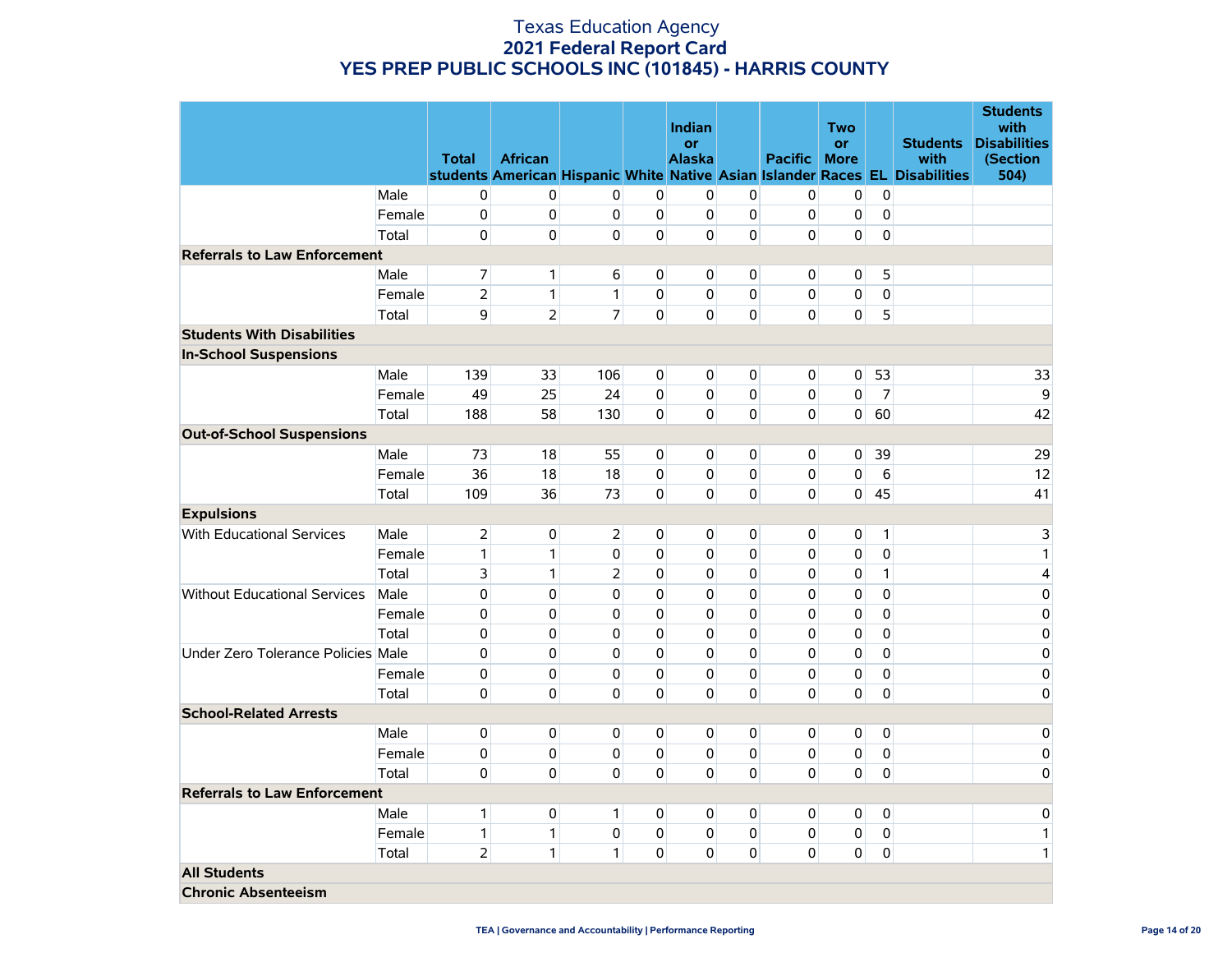# Texas Education Agency
## 2021 Federal Report Card
## YES PREP PUBLIC SCHOOLS INC (101845) - HARRIS COUNTY

| | | Total students | African American | Hispanic | White | Indian or Alaska Native | Asian | Pacific Islander | Two or More Races | EL | Students with Disabilities | Students with Disabilities (Section 504) |
|---|---|---|---|---|---|---|---|---|---|---|---|---|
| | Male | 0 | 0 | 0 | 0 | 0 | 0 | 0 | 0 | 0 | | |
| | Female | 0 | 0 | 0 | 0 | 0 | 0 | 0 | 0 | 0 | | |
| | Total | 0 | 0 | 0 | 0 | 0 | 0 | 0 | 0 | 0 | | |
| **Referrals to Law Enforcement** | | | | | | | | | | | | |
| | Male | 7 | 1 | 6 | 0 | 0 | 0 | 0 | 0 | 5 | | |
| | Female | 2 | 1 | 1 | 0 | 0 | 0 | 0 | 0 | 0 | | |
| | Total | 9 | 2 | 7 | 0 | 0 | 0 | 0 | 0 | 5 | | |
| **Students With Disabilities** | | | | | | | | | | | | |
| **In-School Suspensions** | | | | | | | | | | | | |
| | Male | 139 | 33 | 106 | 0 | 0 | 0 | 0 | 0 | 53 | | 33 |
| | Female | 49 | 25 | 24 | 0 | 0 | 0 | 0 | 0 | 7 | | 9 |
| | Total | 188 | 58 | 130 | 0 | 0 | 0 | 0 | 0 | 60 | | 42 |
| **Out-of-School Suspensions** | | | | | | | | | | | | |
| | Male | 73 | 18 | 55 | 0 | 0 | 0 | 0 | 0 | 39 | | 29 |
| | Female | 36 | 18 | 18 | 0 | 0 | 0 | 0 | 0 | 6 | | 12 |
| | Total | 109 | 36 | 73 | 0 | 0 | 0 | 0 | 0 | 45 | | 41 |
| **Expulsions** | | | | | | | | | | | | |
| With Educational Services | Male | 2 | 0 | 2 | 0 | 0 | 0 | 0 | 0 | 1 | | 3 |
| | Female | 1 | 1 | 0 | 0 | 0 | 0 | 0 | 0 | 0 | | 1 |
| | Total | 3 | 1 | 2 | 0 | 0 | 0 | 0 | 0 | 1 | | 4 |
| Without Educational Services | Male | 0 | 0 | 0 | 0 | 0 | 0 | 0 | 0 | 0 | | 0 |
| | Female | 0 | 0 | 0 | 0 | 0 | 0 | 0 | 0 | 0 | | 0 |
| | Total | 0 | 0 | 0 | 0 | 0 | 0 | 0 | 0 | 0 | | 0 |
| Under Zero Tolerance Policies | Male | 0 | 0 | 0 | 0 | 0 | 0 | 0 | 0 | 0 | | 0 |
| | Female | 0 | 0 | 0 | 0 | 0 | 0 | 0 | 0 | 0 | | 0 |
| | Total | 0 | 0 | 0 | 0 | 0 | 0 | 0 | 0 | 0 | | 0 |
| **School-Related Arrests** | | | | | | | | | | | | |
| | Male | 0 | 0 | 0 | 0 | 0 | 0 | 0 | 0 | 0 | | 0 |
| | Female | 0 | 0 | 0 | 0 | 0 | 0 | 0 | 0 | 0 | | 0 |
| | Total | 0 | 0 | 0 | 0 | 0 | 0 | 0 | 0 | 0 | | 0 |
| **Referrals to Law Enforcement** | | | | | | | | | | | | |
| | Male | 1 | 0 | 1 | 0 | 0 | 0 | 0 | 0 | 0 | | 0 |
| | Female | 1 | 1 | 0 | 0 | 0 | 0 | 0 | 0 | 0 | | 1 |
| | Total | 2 | 1 | 1 | 0 | 0 | 0 | 0 | 0 | 0 | | 1 |
| **All Students** | | | | | | | | | | | | |
| **Chronic Absenteeism** | | | | | | | | | | | | |

TEA | Governance and Accountability | Performance Reporting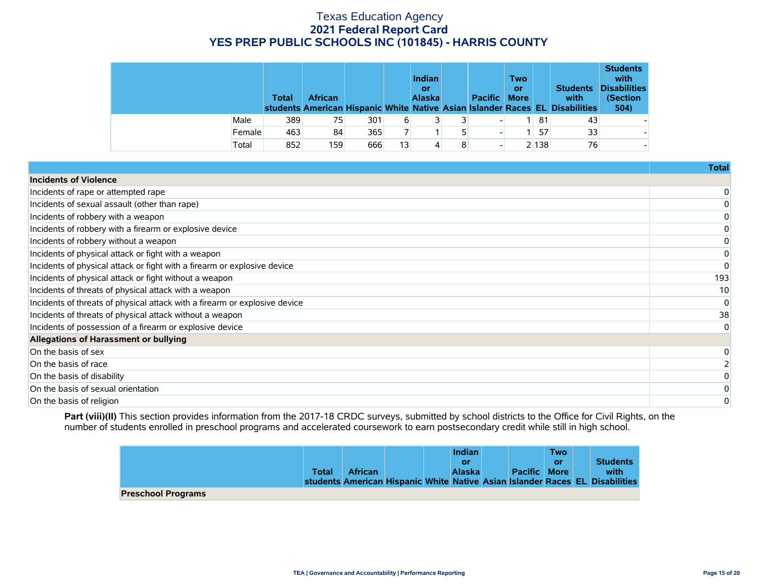# Texas Education Agency
## 2021 Federal Report Card
## YES PREP PUBLIC SCHOOLS INC (101845) - HARRIS COUNTY

| | Total students | African American | Hispanic | White | Indian or Alaska Native | Asian | Pacific Islander | Two or More Races | EL | Students with Disabilities | Students with Disabilities (Section 504) |
|---|---|---|---|---|---|---|---|---|---|---|---|
| Male | 389 | 75 | 301 | 6 | 3 | 3 | - | 1 | 81 | 43 | - |
| Female | 463 | 84 | 365 | 7 | 1 | 5 | - | 1 | 57 | 33 | - |
| Total | 852 | 159 | 666 | 13 | 4 | 8 | - | 2 | 138 | 76 | - |

| | Total |
|---|---|
| **Incidents of Violence** | |
| Incidents of rape or attempted rape | 0 |
| Incidents of sexual assault (other than rape) | 0 |
| Incidents of robbery with a weapon | 0 |
| Incidents of robbery with a firearm or explosive device | 0 |
| Incidents of robbery without a weapon | 0 |
| Incidents of physical attack or fight with a weapon | 0 |
| Incidents of physical attack or fight with a firearm or explosive device | 0 |
| Incidents of physical attack or fight without a weapon | 193 |
| Incidents of threats of physical attack with a weapon | 10 |
| Incidents of threats of physical attack with a firearm or explosive device | 0 |
| Incidents of threats of physical attack without a weapon | 38 |
| Incidents of possession of a firearm or explosive device | 0 |
| **Allegations of Harassment or bullying** | |
| On the basis of sex | 0 |
| On the basis of race | 2 |
| On the basis of disability | 0 |
| On the basis of sexual orientation | 0 |
| On the basis of religion | 0 |

**Part (viii)(II)** This section provides information from the 2017-18 CRDC surveys, submitted by school districts to the Office for Civil Rights, on the number of students enrolled in preschool programs and accelerated coursework to earn postsecondary credit while still in high school.

| | Total students | African American | Hispanic | White | Indian or Alaska Native | Asian | Pacific Islander | Two or More Races | EL | Students with Disabilities |
|---|---|---|---|---|---|---|---|---|---|---|
| **Preschool Programs** | | | | | | | | | | |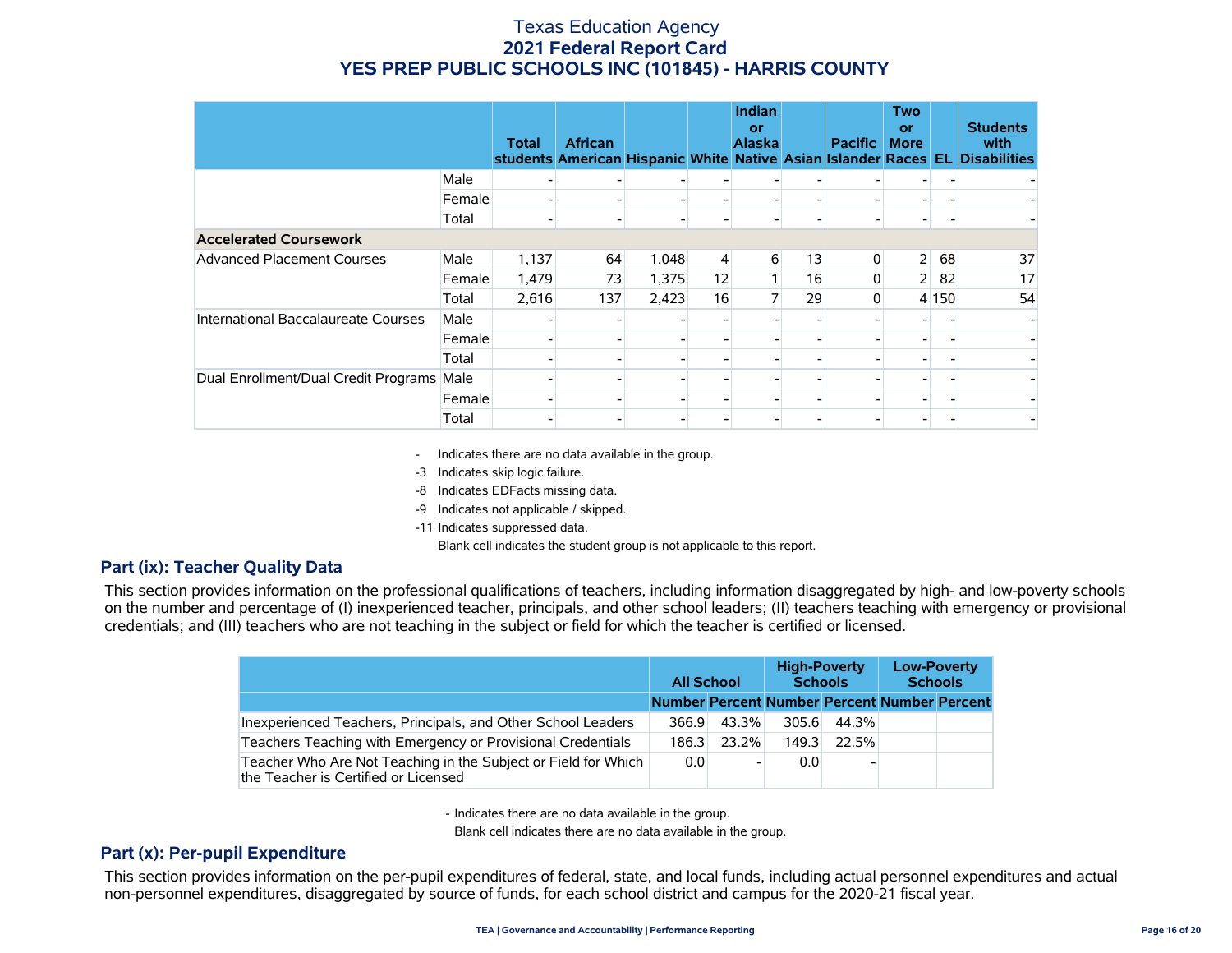# Texas Education Agency
## 2021 Federal Report Card
## YES PREP PUBLIC SCHOOLS INC (101845) - HARRIS COUNTY

| | | Total students | African American | Hispanic | White | Indian or Alaska Native | Asian | Pacific Islander | Two or More Races | EL | Students with Disabilities |
|---|---|---|---|---|---|---|---|---|---|---|---|
| | Male | - | - | - | - | - | - | - | - | - | - |
| | Female | - | - | - | - | - | - | - | - | - | - |
| | Total | - | - | - | - | - | - | - | - | - | - |
| **Accelerated Coursework** | | | | | | | | | | | |
| Advanced Placement Courses | Male | 1,137 | 64 | 1,048 | 4 | 6 | 13 | 0 | 2 | 68 | 37 |
| | Female | 1,479 | 73 | 1,375 | 12 | 1 | 16 | 0 | 2 | 82 | 17 |
| | Total | 2,616 | 137 | 2,423 | 16 | 7 | 29 | 0 | 4 | 150 | 54 |
| International Baccalaureate Courses | Male | - | - | - | - | - | - | - | - | - | - |
| | Female | - | - | - | - | - | - | - | - | - | - |
| | Total | - | - | - | - | - | - | - | - | - | - |
| Dual Enrollment/Dual Credit Programs | Male | - | - | - | - | - | - | - | - | - | - |
| | Female | - | - | - | - | - | - | - | - | - | - |
| | Total | - | - | - | - | - | - | - | - | - | - |

- Indicates there are no data available in the group.
-3 Indicates skip logic failure.
-8 Indicates EDFacts missing data.
-9 Indicates not applicable / skipped.
-11 Indicates suppressed data.
Blank cell indicates the student group is not applicable to this report.

## Part (ix): Teacher Quality Data

This section provides information on the professional qualifications of teachers, including information disaggregated by high- and low-poverty schools on the number and percentage of (I) inexperienced teacher, principals, and other school leaders; (II) teachers teaching with emergency or provisional credentials; and (III) teachers who are not teaching in the subject or field for which the teacher is certified or licensed.

| | All School | | High-Poverty Schools | | Low-Poverty Schools | |
|---|---|---|---|---|---|---|
| | Number | Percent | Number | Percent | Number | Percent |
| Inexperienced Teachers, Principals, and Other School Leaders | 366.9 | 43.3% | 305.6 | 44.3% | | |
| Teachers Teaching with Emergency or Provisional Credentials | 186.3 | 23.2% | 149.3 | 22.5% | | |
| Teacher Who Are Not Teaching in the Subject or Field for Which the Teacher is Certified or Licensed | 0.0 | - | 0.0 | - | | |

- Indicates there are no data available in the group.
Blank cell indicates there are no data available in the group.

## Part (x): Per-pupil Expenditure

This section provides information on the per-pupil expenditures of federal, state, and local funds, including actual personnel expenditures and actual non-personnel expenditures, disaggregated by source of funds, for each school district and campus for the 2020-21 fiscal year.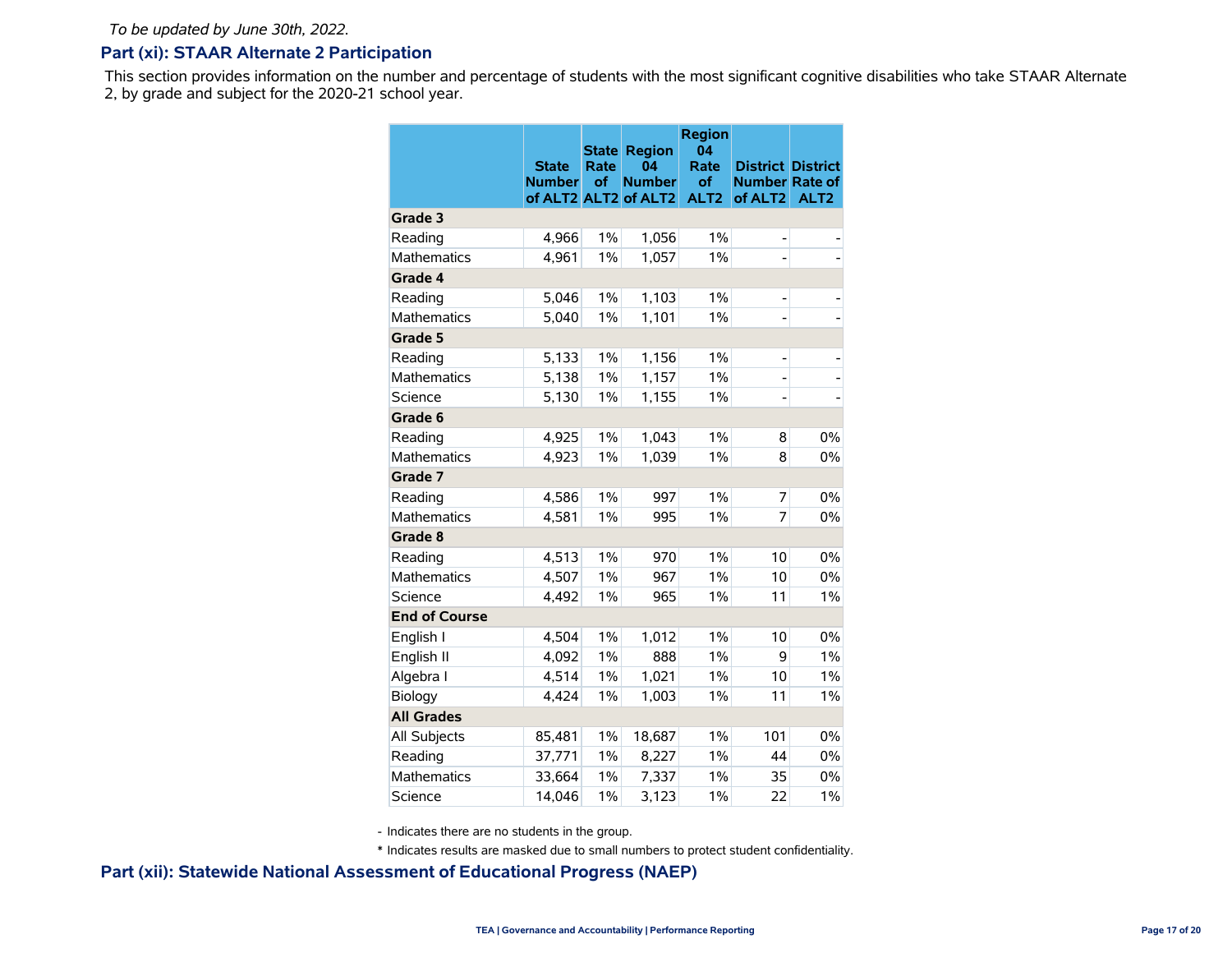*To be updated by June 30th, 2022.*

## Part (xi): STAAR Alternate 2 Participation

This section provides information on the number and percentage of students with the most significant cognitive disabilities who take STAAR Alternate 2, by grade and subject for the 2020-21 school year.

| | State Number of ALT2 | State Rate of ALT2 | Region 04 Number of ALT2 | Region 04 Rate of ALT2 | District Number of ALT2 | District Rate of ALT2 |
|---|---|---|---|---|---|---|
| **Grade 3** | | | | | | |
| Reading | 4,966 | 1% | 1,056 | 1% | - | - |
| Mathematics | 4,961 | 1% | 1,057 | 1% | - | - |
| **Grade 4** | | | | | | |
| Reading | 5,046 | 1% | 1,103 | 1% | - | - |
| Mathematics | 5,040 | 1% | 1,101 | 1% | - | - |
| **Grade 5** | | | | | | |
| Reading | 5,133 | 1% | 1,156 | 1% | - | - |
| Mathematics | 5,138 | 1% | 1,157 | 1% | - | - |
| Science | 5,130 | 1% | 1,155 | 1% | - | - |
| **Grade 6** | | | | | | |
| Reading | 4,925 | 1% | 1,043 | 1% | 8 | 0% |
| Mathematics | 4,923 | 1% | 1,039 | 1% | 8 | 0% |
| **Grade 7** | | | | | | |
| Reading | 4,586 | 1% | 997 | 1% | 7 | 0% |
| Mathematics | 4,581 | 1% | 995 | 1% | 7 | 0% |
| **Grade 8** | | | | | | |
| Reading | 4,513 | 1% | 970 | 1% | 10 | 0% |
| Mathematics | 4,507 | 1% | 967 | 1% | 10 | 0% |
| Science | 4,492 | 1% | 965 | 1% | 11 | 1% |
| **End of Course** | | | | | | |
| English I | 4,504 | 1% | 1,012 | 1% | 10 | 0% |
| English II | 4,092 | 1% | 888 | 1% | 9 | 1% |
| Algebra I | 4,514 | 1% | 1,021 | 1% | 10 | 1% |
| Biology | 4,424 | 1% | 1,003 | 1% | 11 | 1% |
| **All Grades** | | | | | | |
| All Subjects | 85,481 | 1% | 18,687 | 1% | 101 | 0% |
| Reading | 37,771 | 1% | 8,227 | 1% | 44 | 0% |
| Mathematics | 33,664 | 1% | 7,337 | 1% | 35 | 0% |
| Science | 14,046 | 1% | 3,123 | 1% | 22 | 1% |

- Indicates there are no students in the group.

\* Indicates results are masked due to small numbers to protect student confidentiality.

## Part (xii): Statewide National Assessment of Educational Progress (NAEP)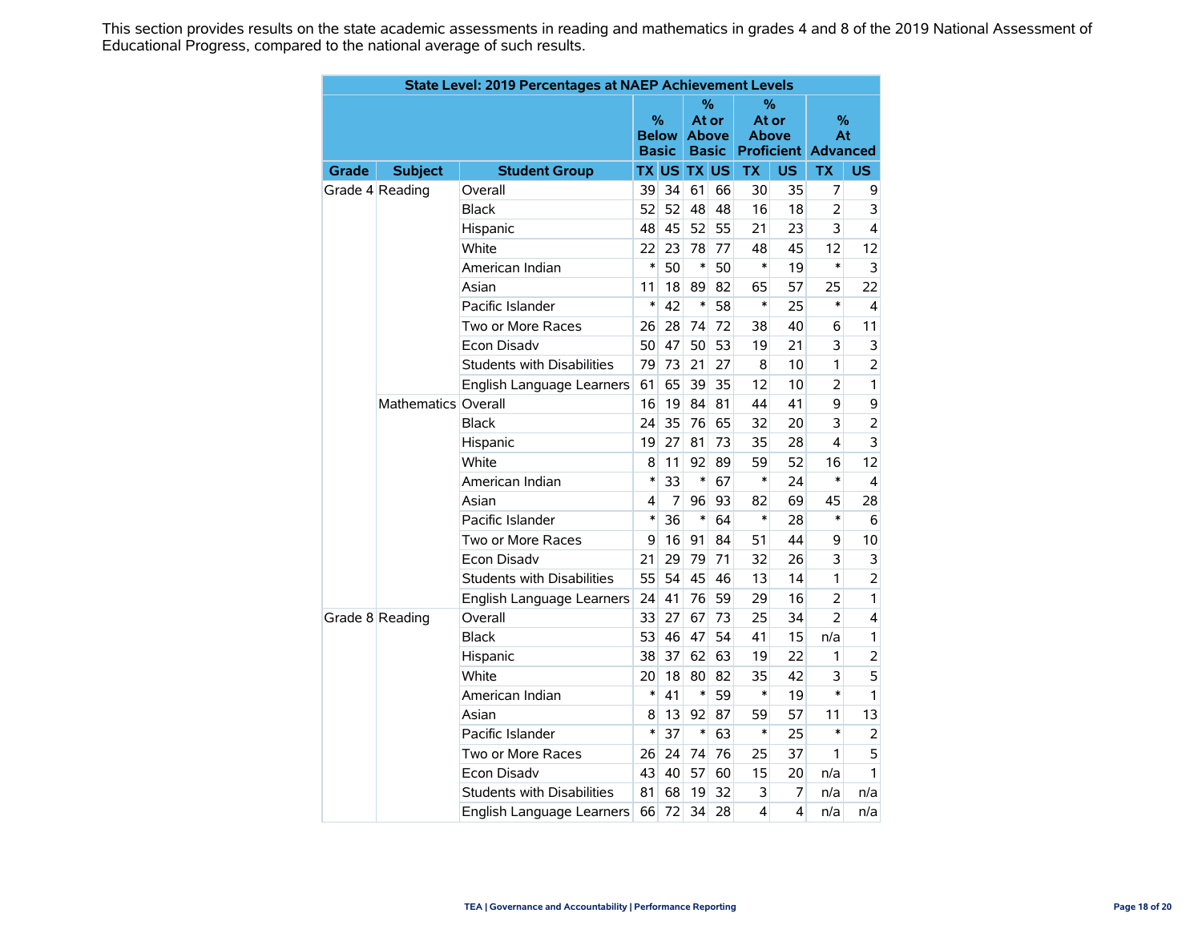This section provides results on the state academic assessments in reading and mathematics in grades 4 and 8 of the 2019 National Assessment of Educational Progress, compared to the national average of such results.

| State Level: 2019 Percentages at NAEP Achievement Levels | | | | | | | | | | |
|---|---|---|---|---|---|---|---|---|---|---|
| | | | % Below Basic | | % At or Above Basic | | % At or Above Proficient | | % At Advanced | |
| Grade | Subject | Student Group | TX | US | TX | US | TX | US | TX | US |
| Grade 4 | Reading | Overall | 39 | 34 | 61 | 66 | 30 | 35 | 7 | 9 |
| | | Black | 52 | 52 | 48 | 48 | 16 | 18 | 2 | 3 |
| | | Hispanic | 48 | 45 | 52 | 55 | 21 | 23 | 3 | 4 |
| | | White | 22 | 23 | 78 | 77 | 48 | 45 | 12 | 12 |
| | | American Indian | * | 50 | * | 50 | * | 19 | * | 3 |
| | | Asian | 11 | 18 | 89 | 82 | 65 | 57 | 25 | 22 |
| | | Pacific Islander | * | 42 | * | 58 | * | 25 | * | 4 |
| | | Two or More Races | 26 | 28 | 74 | 72 | 38 | 40 | 6 | 11 |
| | | Econ Disadv | 50 | 47 | 50 | 53 | 19 | 21 | 3 | 3 |
| | | Students with Disabilities | 79 | 73 | 21 | 27 | 8 | 10 | 1 | 2 |
| | | English Language Learners | 61 | 65 | 39 | 35 | 12 | 10 | 2 | 1 |
| | Mathematics | Overall | 16 | 19 | 84 | 81 | 44 | 41 | 9 | 9 |
| | | Black | 24 | 35 | 76 | 65 | 32 | 20 | 3 | 2 |
| | | Hispanic | 19 | 27 | 81 | 73 | 35 | 28 | 4 | 3 |
| | | White | 8 | 11 | 92 | 89 | 59 | 52 | 16 | 12 |
| | | American Indian | * | 33 | * | 67 | * | 24 | * | 4 |
| | | Asian | 4 | 7 | 96 | 93 | 82 | 69 | 45 | 28 |
| | | Pacific Islander | * | 36 | * | 64 | * | 28 | * | 6 |
| | | Two or More Races | 9 | 16 | 91 | 84 | 51 | 44 | 9 | 10 |
| | | Econ Disadv | 21 | 29 | 79 | 71 | 32 | 26 | 3 | 3 |
| | | Students with Disabilities | 55 | 54 | 45 | 46 | 13 | 14 | 1 | 2 |
| | | English Language Learners | 24 | 41 | 76 | 59 | 29 | 16 | 2 | 1 |
| Grade 8 | Reading | Overall | 33 | 27 | 67 | 73 | 25 | 34 | 2 | 4 |
| | | Black | 53 | 46 | 47 | 54 | 41 | 15 | n/a | 1 |
| | | Hispanic | 38 | 37 | 62 | 63 | 19 | 22 | 1 | 2 |
| | | White | 20 | 18 | 80 | 82 | 35 | 42 | 3 | 5 |
| | | American Indian | * | 41 | * | 59 | * | 19 | * | 1 |
| | | Asian | 8 | 13 | 92 | 87 | 59 | 57 | 11 | 13 |
| | | Pacific Islander | * | 37 | * | 63 | * | 25 | * | 2 |
| | | Two or More Races | 26 | 24 | 74 | 76 | 25 | 37 | 1 | 5 |
| | | Econ Disadv | 43 | 40 | 57 | 60 | 15 | 20 | n/a | 1 |
| | | Students with Disabilities | 81 | 68 | 19 | 32 | 3 | 7 | n/a | n/a |
| | | English Language Learners | 66 | 72 | 34 | 28 | 4 | 4 | n/a | n/a |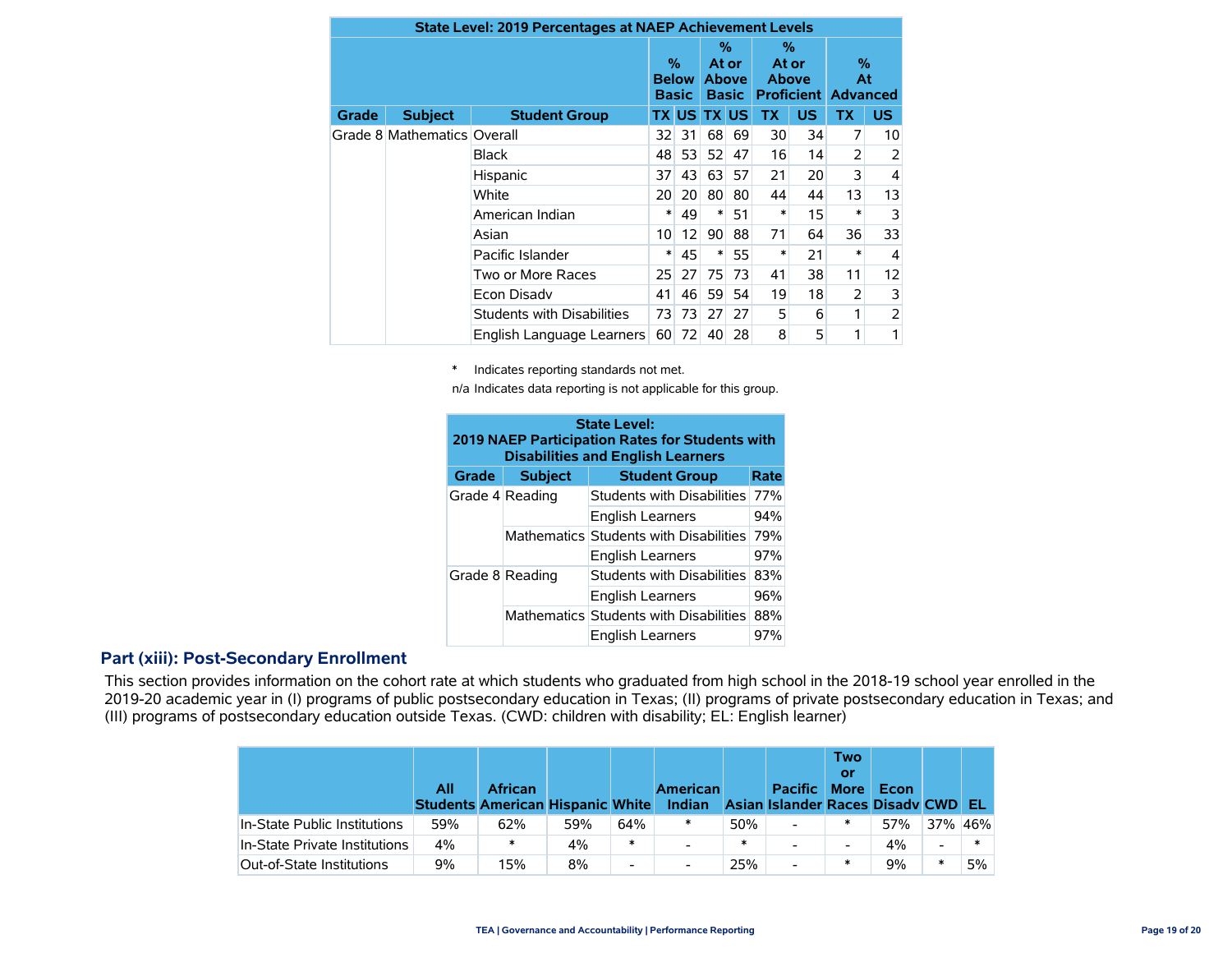| State Level: 2019 Percentages at NAEP Achievement Levels | | | | | | | | | | |
|---|---|---|---|---|---|---|---|---|---|---|
| | | | % Below Basic | | % At or Above Basic | | % At or Above Proficient | | % At Advanced | |
| Grade | Subject | Student Group | TX | US | TX | US | TX | US | TX | US |
| Grade 8 | Mathematics | Overall | 32 | 31 | 68 | 69 | 30 | 34 | 7 | 10 |
| | | Black | 48 | 53 | 52 | 47 | 16 | 14 | 2 | 2 |
| | | Hispanic | 37 | 43 | 63 | 57 | 21 | 20 | 3 | 4 |
| | | White | 20 | 20 | 80 | 80 | 44 | 44 | 13 | 13 |
| | | American Indian | * | 49 | * | 51 | * | 15 | * | 3 |
| | | Asian | 10 | 12 | 90 | 88 | 71 | 64 | 36 | 33 |
| | | Pacific Islander | * | 45 | * | 55 | * | 21 | * | 4 |
| | | Two or More Races | 25 | 27 | 75 | 73 | 41 | 38 | 11 | 12 |
| | | Econ Disadv | 41 | 46 | 59 | 54 | 19 | 18 | 2 | 3 |
| | | Students with Disabilities | 73 | 73 | 27 | 27 | 5 | 6 | 1 | 2 |
| | | English Language Learners | 60 | 72 | 40 | 28 | 8 | 5 | 1 | 1 |

\* Indicates reporting standards not met.

n/a Indicates data reporting is not applicable for this group.

| State Level: 2019 NAEP Participation Rates for Students with Disabilities and English Learners | | | |
|---|---|---|---|
| Grade | Subject | Student Group | Rate |
| Grade 4 | Reading | Students with Disabilities | 77% |
| | | English Learners | 94% |
| | Mathematics | Students with Disabilities | 79% |
| | | English Learners | 97% |
| Grade 8 | Reading | Students with Disabilities | 83% |
| | | English Learners | 96% |
| | Mathematics | Students with Disabilities | 88% |
| | | English Learners | 97% |

## Part (xiii): Post-Secondary Enrollment

This section provides information on the cohort rate at which students who graduated from high school in the 2018-19 school year enrolled in the 2019-20 academic year in (I) programs of public postsecondary education in Texas; (II) programs of private postsecondary education in Texas; and (III) programs of postsecondary education outside Texas. (CWD: children with disability; EL: English learner)

| | All Students | African American | Hispanic | White | American Indian | Asian | Pacific Islander | Two or More Races | Econ Disadv | CWD | EL |
|---|---|---|---|---|---|---|---|---|---|---|---|
| In-State Public Institutions | 59% | 62% | 59% | 64% | * | 50% | - | * | 57% | 37% | 46% |
| In-State Private Institutions | 4% | * | 4% | * | - | * | - | - | 4% | - | * |
| Out-of-State Institutions | 9% | 15% | 8% | - | - | 25% | - | * | 9% | * | 5% |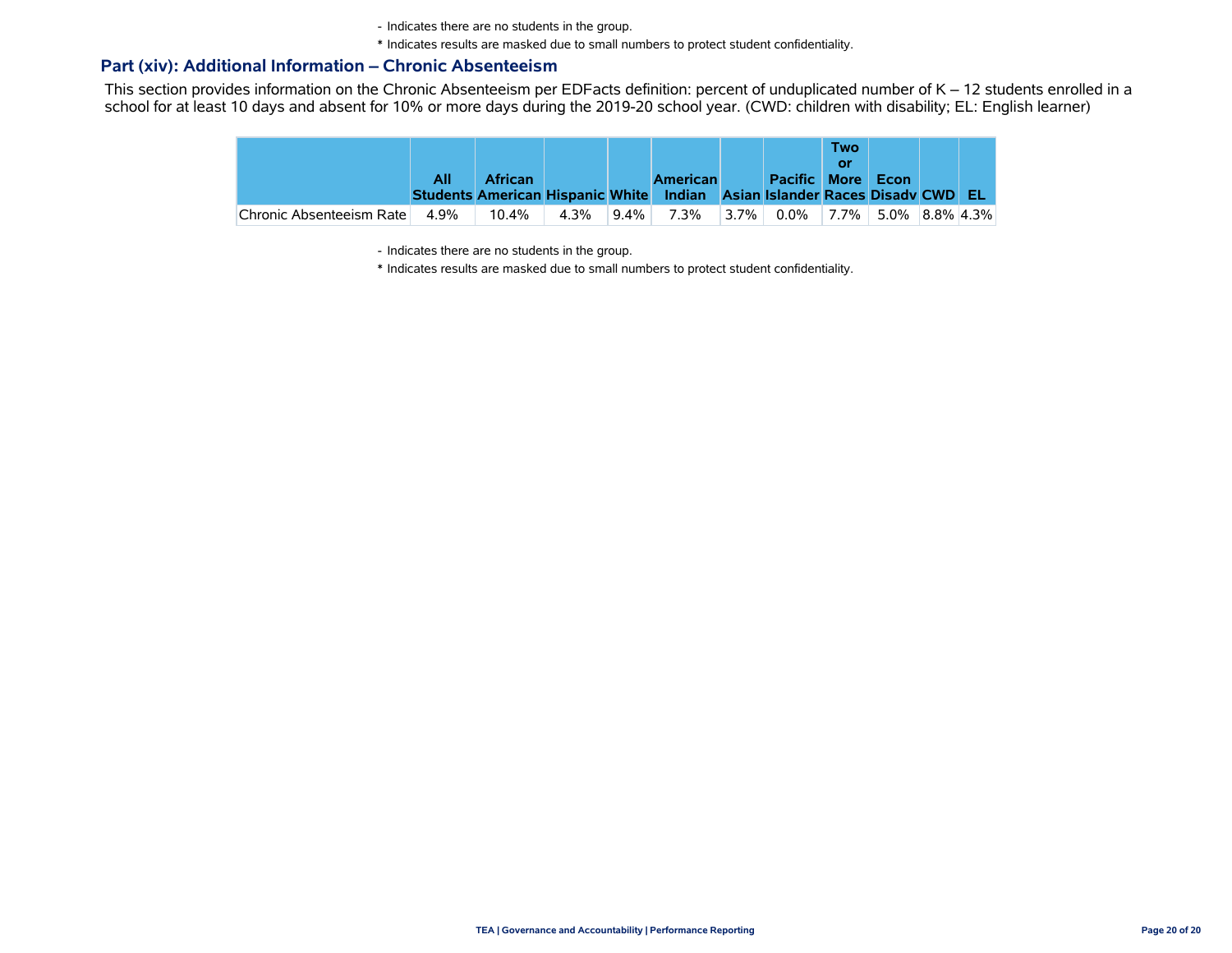- Indicates there are no students in the group.

\* Indicates results are masked due to small numbers to protect student confidentiality.

## Part (xiv): Additional Information – Chronic Absenteeism

This section provides information on the Chronic Absenteeism per EDFacts definition: percent of unduplicated number of K – 12 students enrolled in a school for at least 10 days and absent for 10% or more days during the 2019-20 school year. (CWD: children with disability; EL: English learner)

| | All Students | African American | Hispanic | White | American Indian | Asian | Pacific Islander | Two or More Races | Econ Disadv | CWD | EL |
|---|---|---|---|---|---|---|---|---|---|---|---|
| Chronic Absenteeism Rate | 4.9% | 10.4% | 4.3% | 9.4% | 7.3% | 3.7% | 0.0% | 7.7% | 5.0% | 8.8% | 4.3% |

- Indicates there are no students in the group.

\* Indicates results are masked due to small numbers to protect student confidentiality.